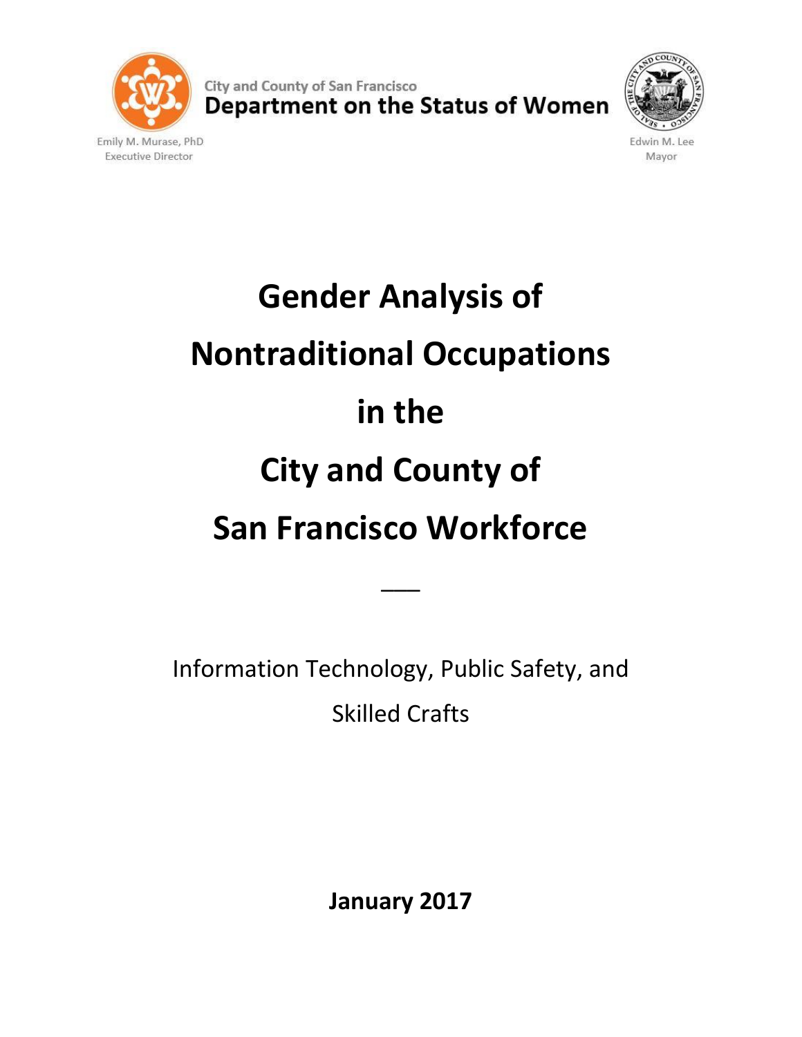City and County of San Francisco
**Department on the Status of Women**

Emily M. Murase, PhD
Executive Director

Edwin M. Lee
Mayor

# Gender Analysis of Nontraditional Occupations in the City and County of San Francisco Workforce

---

Information Technology, Public Safety, and Skilled Crafts

**January 2017**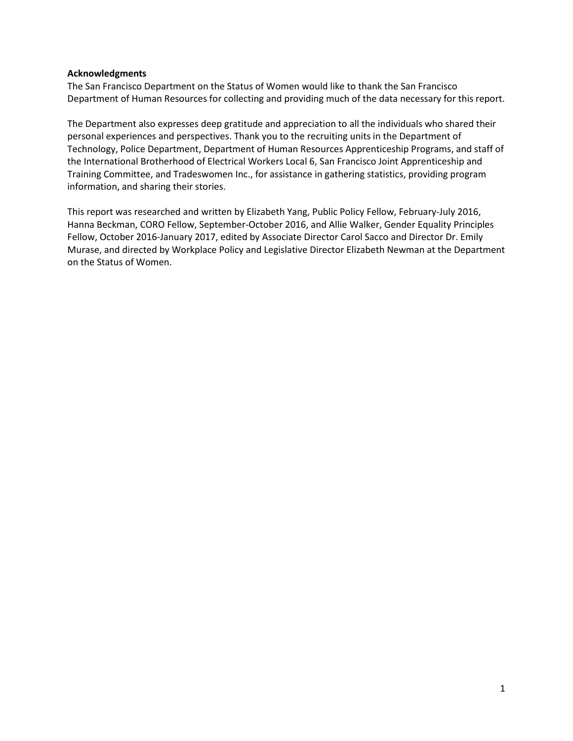**Acknowledgments**

The San Francisco Department on the Status of Women would like to thank the San Francisco Department of Human Resources for collecting and providing much of the data necessary for this report.

The Department also expresses deep gratitude and appreciation to all the individuals who shared their personal experiences and perspectives. Thank you to the recruiting units in the Department of Technology, Police Department, Department of Human Resources Apprenticeship Programs, and staff of the International Brotherhood of Electrical Workers Local 6, San Francisco Joint Apprenticeship and Training Committee, and Tradeswomen Inc., for assistance in gathering statistics, providing program information, and sharing their stories.

This report was researched and written by Elizabeth Yang, Public Policy Fellow, February-July 2016, Hanna Beckman, CORO Fellow, September-October 2016, and Allie Walker, Gender Equality Principles Fellow, October 2016-January 2017, edited by Associate Director Carol Sacco and Director Dr. Emily Murase, and directed by Workplace Policy and Legislative Director Elizabeth Newman at the Department on the Status of Women.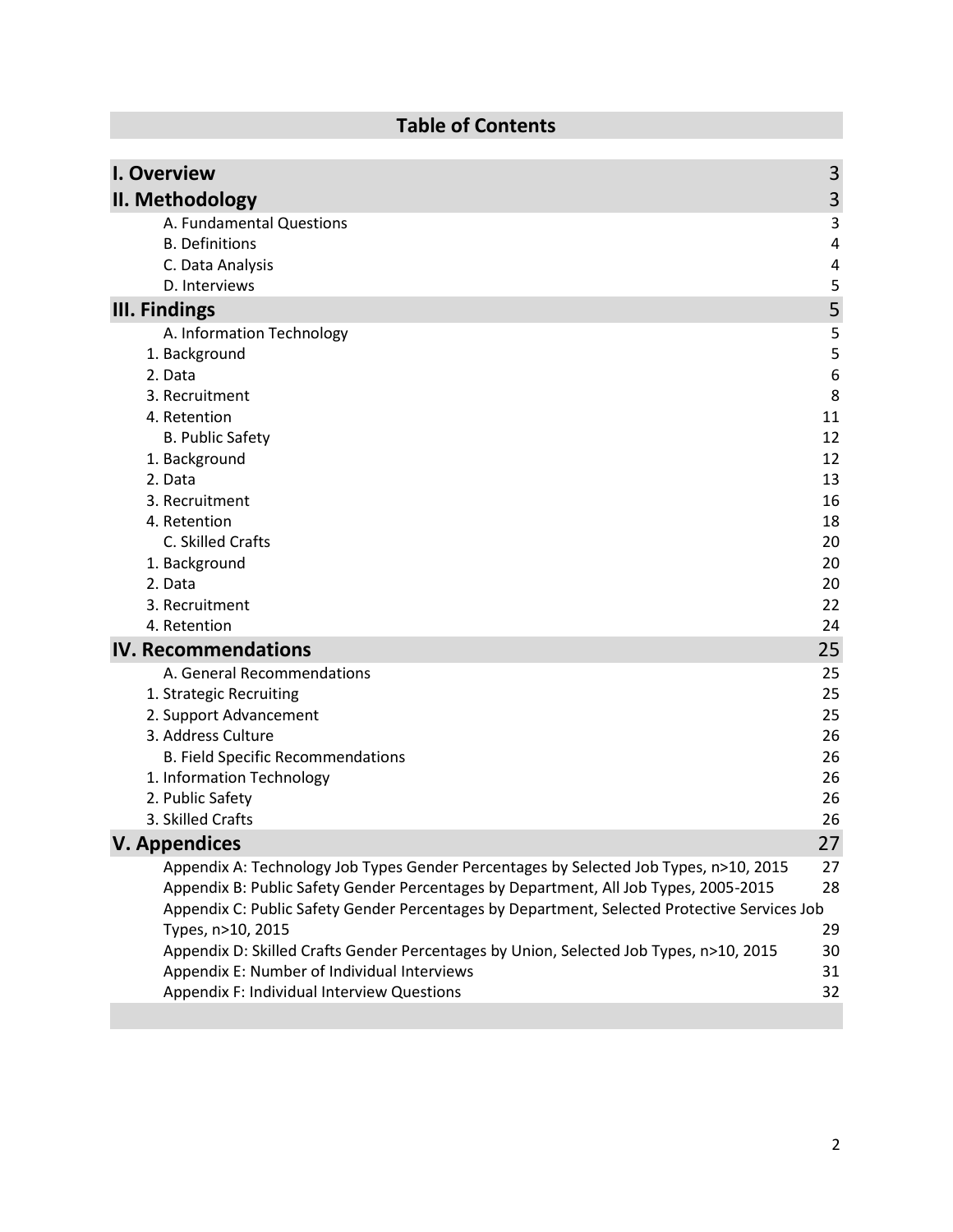## Table of Contents

| | |
|---|---|
| **I. Overview** | 3 |
| **II. Methodology** | 3 |
| A. Fundamental Questions | 3 |
| B. Definitions | 4 |
| C. Data Analysis | 4 |
| D. Interviews | 5 |
| **III. Findings** | 5 |
| A. Information Technology | 5 |
| 1. Background | 5 |
| 2. Data | 6 |
| 3. Recruitment | 8 |
| 4. Retention | 11 |
| B. Public Safety | 12 |
| 1. Background | 12 |
| 2. Data | 13 |
| 3. Recruitment | 16 |
| 4. Retention | 18 |
| C. Skilled Crafts | 20 |
| 1. Background | 20 |
| 2. Data | 20 |
| 3. Recruitment | 22 |
| 4. Retention | 24 |
| **IV. Recommendations** | 25 |
| A. General Recommendations | 25 |
| 1. Strategic Recruiting | 25 |
| 2. Support Advancement | 25 |
| 3. Address Culture | 26 |
| B. Field Specific Recommendations | 26 |
| 1. Information Technology | 26 |
| 2. Public Safety | 26 |
| 3. Skilled Crafts | 26 |
| **V. Appendices** | 27 |
| Appendix A: Technology Job Types Gender Percentages by Selected Job Types, n>10, 2015 | 27 |
| Appendix B: Public Safety Gender Percentages by Department, All Job Types, 2005-2015 | 28 |
| Appendix C: Public Safety Gender Percentages by Department, Selected Protective Services Job Types, n>10, 2015 | 29 |
| Appendix D: Skilled Crafts Gender Percentages by Union, Selected Job Types, n>10, 2015 | 30 |
| Appendix E: Number of Individual Interviews | 31 |
| Appendix F: Individual Interview Questions | 32 |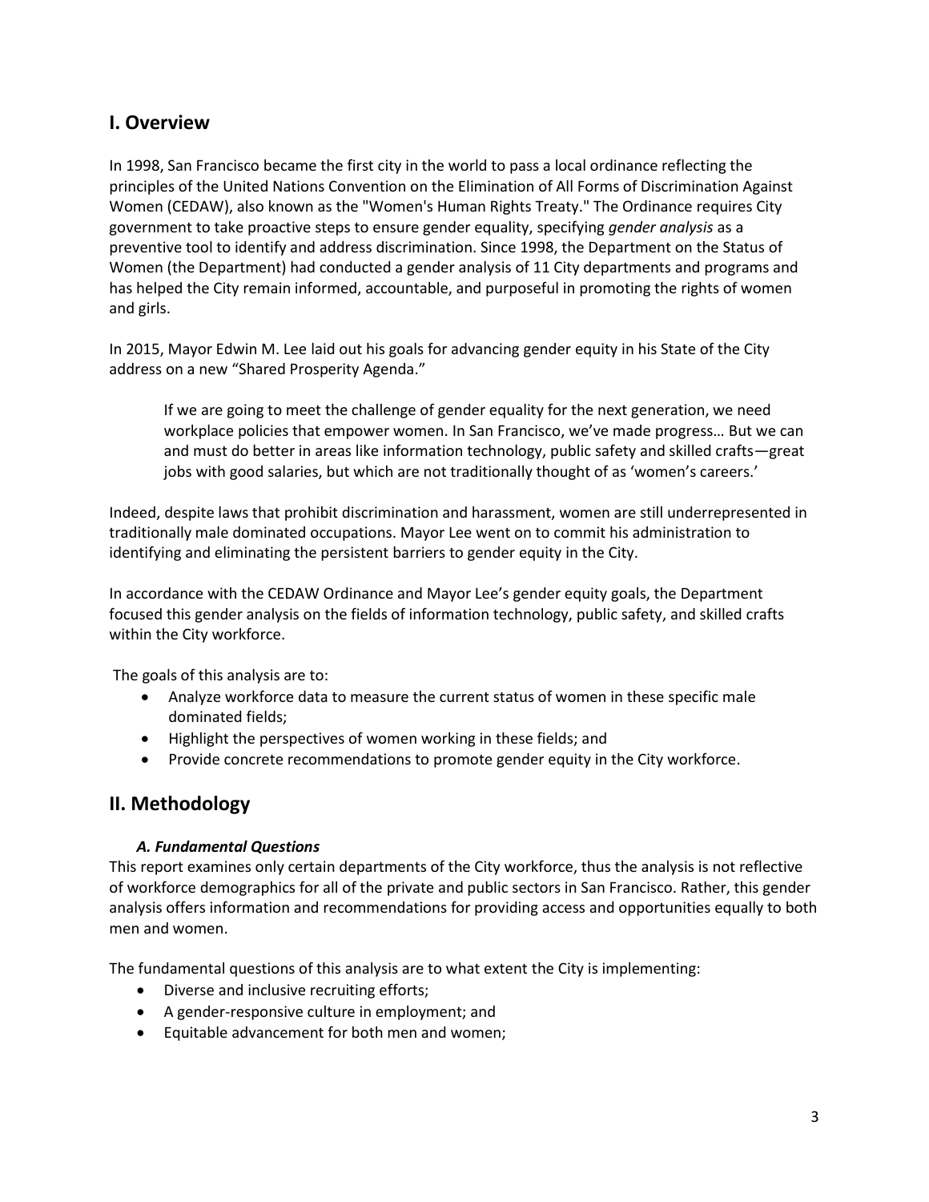## I. Overview

In 1998, San Francisco became the first city in the world to pass a local ordinance reflecting the principles of the United Nations Convention on the Elimination of All Forms of Discrimination Against Women (CEDAW), also known as the "Women's Human Rights Treaty." The Ordinance requires City government to take proactive steps to ensure gender equality, specifying *gender analysis* as a preventive tool to identify and address discrimination. Since 1998, the Department on the Status of Women (the Department) had conducted a gender analysis of 11 City departments and programs and has helped the City remain informed, accountable, and purposeful in promoting the rights of women and girls.

In 2015, Mayor Edwin M. Lee laid out his goals for advancing gender equity in his State of the City address on a new "Shared Prosperity Agenda."

> If we are going to meet the challenge of gender equality for the next generation, we need workplace policies that empower women. In San Francisco, we've made progress… But we can and must do better in areas like information technology, public safety and skilled crafts—great jobs with good salaries, but which are not traditionally thought of as 'women's careers.'

Indeed, despite laws that prohibit discrimination and harassment, women are still underrepresented in traditionally male dominated occupations. Mayor Lee went on to commit his administration to identifying and eliminating the persistent barriers to gender equity in the City.

In accordance with the CEDAW Ordinance and Mayor Lee's gender equity goals, the Department focused this gender analysis on the fields of information technology, public safety, and skilled crafts within the City workforce.

The goals of this analysis are to:

- Analyze workforce data to measure the current status of women in these specific male dominated fields;
- Highlight the perspectives of women working in these fields; and
- Provide concrete recommendations to promote gender equity in the City workforce.

## II. Methodology

### *A. Fundamental Questions*

This report examines only certain departments of the City workforce, thus the analysis is not reflective of workforce demographics for all of the private and public sectors in San Francisco. Rather, this gender analysis offers information and recommendations for providing access and opportunities equally to both men and women.

The fundamental questions of this analysis are to what extent the City is implementing:

- Diverse and inclusive recruiting efforts;
- A gender-responsive culture in employment; and
- Equitable advancement for both men and women;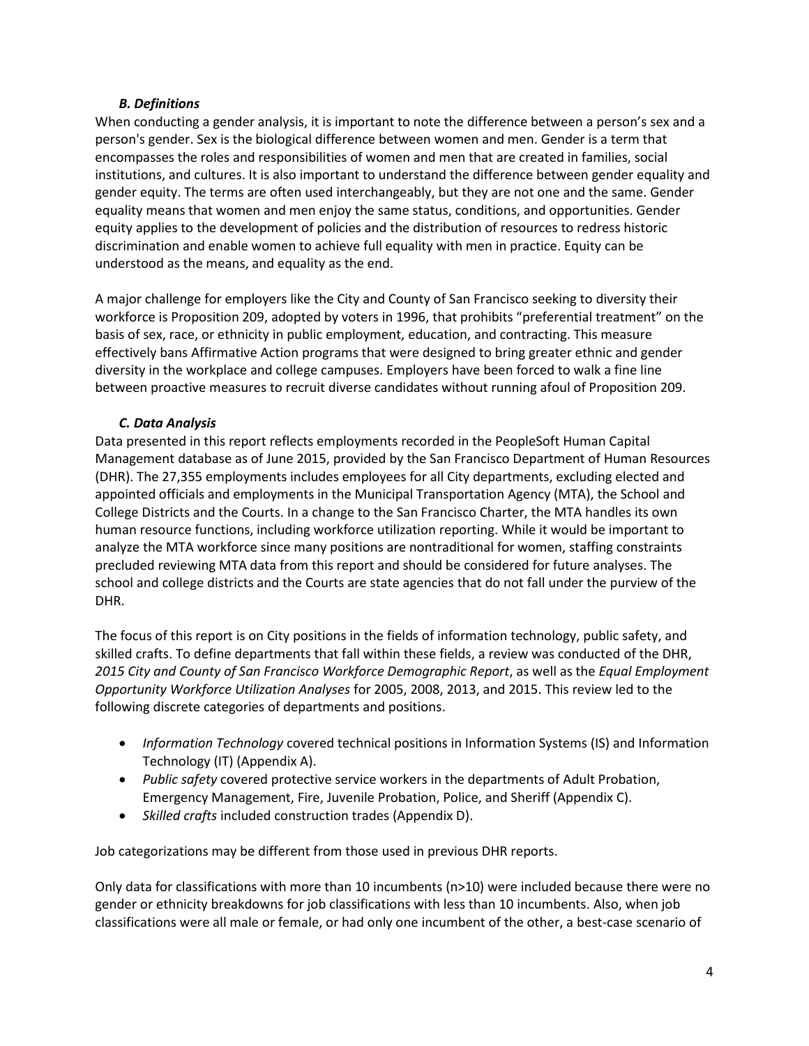### *B. Definitions*

When conducting a gender analysis, it is important to note the difference between a person's sex and a person's gender. Sex is the biological difference between women and men. Gender is a term that encompasses the roles and responsibilities of women and men that are created in families, social institutions, and cultures. It is also important to understand the difference between gender equality and gender equity. The terms are often used interchangeably, but they are not one and the same. Gender equality means that women and men enjoy the same status, conditions, and opportunities. Gender equity applies to the development of policies and the distribution of resources to redress historic discrimination and enable women to achieve full equality with men in practice. Equity can be understood as the means, and equality as the end.

A major challenge for employers like the City and County of San Francisco seeking to diversity their workforce is Proposition 209, adopted by voters in 1996, that prohibits "preferential treatment" on the basis of sex, race, or ethnicity in public employment, education, and contracting. This measure effectively bans Affirmative Action programs that were designed to bring greater ethnic and gender diversity in the workplace and college campuses. Employers have been forced to walk a fine line between proactive measures to recruit diverse candidates without running afoul of Proposition 209.

### *C. Data Analysis*

Data presented in this report reflects employments recorded in the PeopleSoft Human Capital Management database as of June 2015, provided by the San Francisco Department of Human Resources (DHR). The 27,355 employments includes employees for all City departments, excluding elected and appointed officials and employments in the Municipal Transportation Agency (MTA), the School and College Districts and the Courts. In a change to the San Francisco Charter, the MTA handles its own human resource functions, including workforce utilization reporting. While it would be important to analyze the MTA workforce since many positions are nontraditional for women, staffing constraints precluded reviewing MTA data from this report and should be considered for future analyses. The school and college districts and the Courts are state agencies that do not fall under the purview of the DHR.

The focus of this report is on City positions in the fields of information technology, public safety, and skilled crafts. To define departments that fall within these fields, a review was conducted of the DHR, *2015 City and County of San Francisco Workforce Demographic Report*, as well as the *Equal Employment Opportunity Workforce Utilization Analyses* for 2005, 2008, 2013, and 2015. This review led to the following discrete categories of departments and positions.

- *Information Technology* covered technical positions in Information Systems (IS) and Information Technology (IT) (Appendix A).
- *Public safety* covered protective service workers in the departments of Adult Probation, Emergency Management, Fire, Juvenile Probation, Police, and Sheriff (Appendix C).
- *Skilled crafts* included construction trades (Appendix D).

Job categorizations may be different from those used in previous DHR reports.

Only data for classifications with more than 10 incumbents (n>10) were included because there were no gender or ethnicity breakdowns for job classifications with less than 10 incumbents. Also, when job classifications were all male or female, or had only one incumbent of the other, a best-case scenario of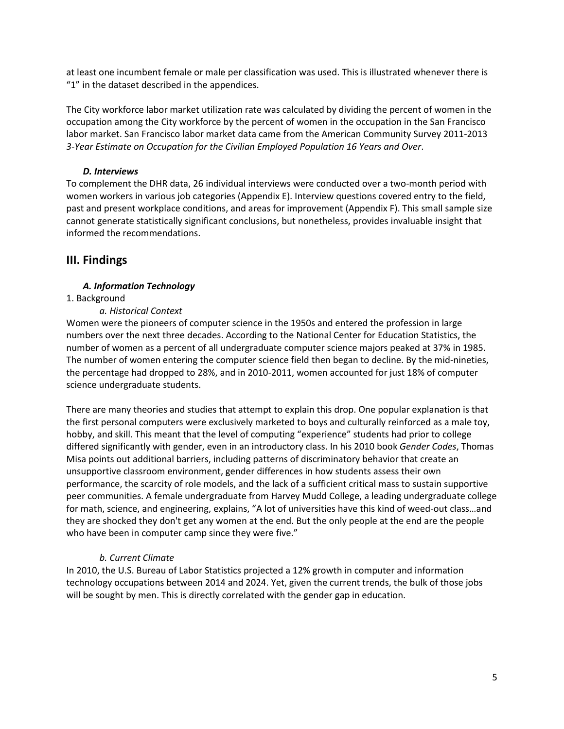at least one incumbent female or male per classification was used. This is illustrated whenever there is "1" in the dataset described in the appendices.

The City workforce labor market utilization rate was calculated by dividing the percent of women in the occupation among the City workforce by the percent of women in the occupation in the San Francisco labor market. San Francisco labor market data came from the American Community Survey 2011-2013 *3-Year Estimate on Occupation for the Civilian Employed Population 16 Years and Over*.

### *D. Interviews*

To complement the DHR data, 26 individual interviews were conducted over a two-month period with women workers in various job categories (Appendix E). Interview questions covered entry to the field, past and present workplace conditions, and areas for improvement (Appendix F). This small sample size cannot generate statistically significant conclusions, but nonetheless, provides invaluable insight that informed the recommendations.

## III. Findings

### *A. Information Technology*

1. Background

*a. Historical Context*

Women were the pioneers of computer science in the 1950s and entered the profession in large numbers over the next three decades. According to the National Center for Education Statistics, the number of women as a percent of all undergraduate computer science majors peaked at 37% in 1985. The number of women entering the computer science field then began to decline. By the mid-nineties, the percentage had dropped to 28%, and in 2010-2011, women accounted for just 18% of computer science undergraduate students.

There are many theories and studies that attempt to explain this drop. One popular explanation is that the first personal computers were exclusively marketed to boys and culturally reinforced as a male toy, hobby, and skill. This meant that the level of computing "experience" students had prior to college differed significantly with gender, even in an introductory class. In his 2010 book *Gender Codes*, Thomas Misa points out additional barriers, including patterns of discriminatory behavior that create an unsupportive classroom environment, gender differences in how students assess their own performance, the scarcity of role models, and the lack of a sufficient critical mass to sustain supportive peer communities. A female undergraduate from Harvey Mudd College, a leading undergraduate college for math, science, and engineering, explains, "A lot of universities have this kind of weed-out class…and they are shocked they don't get any women at the end. But the only people at the end are the people who have been in computer camp since they were five."

*b. Current Climate*

In 2010, the U.S. Bureau of Labor Statistics projected a 12% growth in computer and information technology occupations between 2014 and 2024. Yet, given the current trends, the bulk of those jobs will be sought by men. This is directly correlated with the gender gap in education.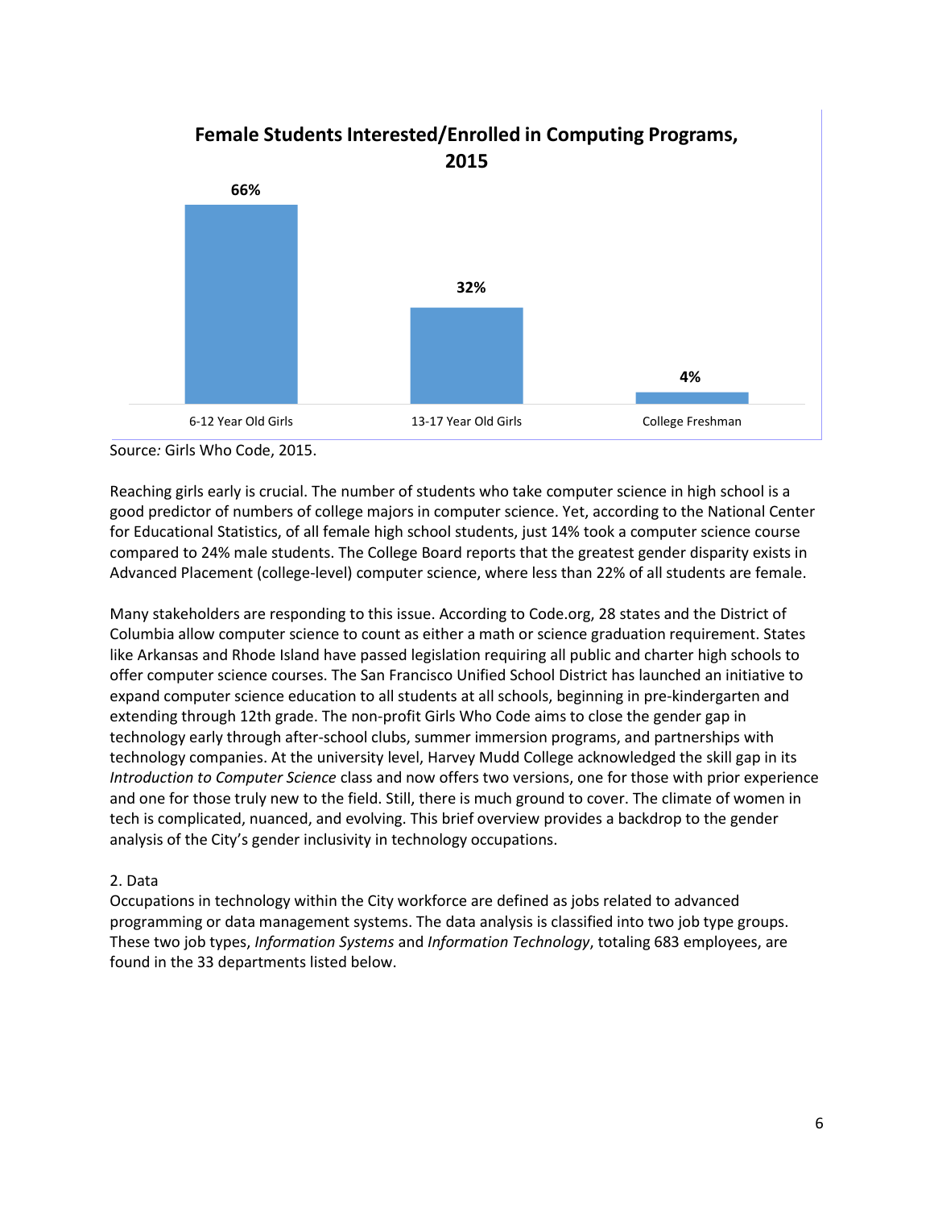Female Students Interested/Enrolled in Computing Programs, 2015

66%

32%

4%

6-12 Year Old Girls

13-17 Year Old Girls

College Freshman

Source*:* Girls Who Code, 2015.

Reaching girls early is crucial. The number of students who take computer science in high school is a good predictor of numbers of college majors in computer science. Yet, according to the National Center for Educational Statistics, of all female high school students, just 14% took a computer science course compared to 24% male students. The College Board reports that the greatest gender disparity exists in Advanced Placement (college-level) computer science, where less than 22% of all students are female.

Many stakeholders are responding to this issue. According to Code.org, 28 states and the District of Columbia allow computer science to count as either a math or science graduation requirement. States like Arkansas and Rhode Island have passed legislation requiring all public and charter high schools to offer computer science courses. The San Francisco Unified School District has launched an initiative to expand computer science education to all students at all schools, beginning in pre-kindergarten and extending through 12th grade. The non-profit Girls Who Code aims to close the gender gap in technology early through after-school clubs, summer immersion programs, and partnerships with technology companies. At the university level, Harvey Mudd College acknowledged the skill gap in its *Introduction to Computer Science* class and now offers two versions, one for those with prior experience and one for those truly new to the field. Still, there is much ground to cover. The climate of women in tech is complicated, nuanced, and evolving. This brief overview provides a backdrop to the gender analysis of the City's gender inclusivity in technology occupations.

## 2. Data

Occupations in technology within the City workforce are defined as jobs related to advanced programming or data management systems. The data analysis is classified into two job type groups. These two job types, *Information Systems* and *Information Technology*, totaling 683 employees, are found in the 33 departments listed below.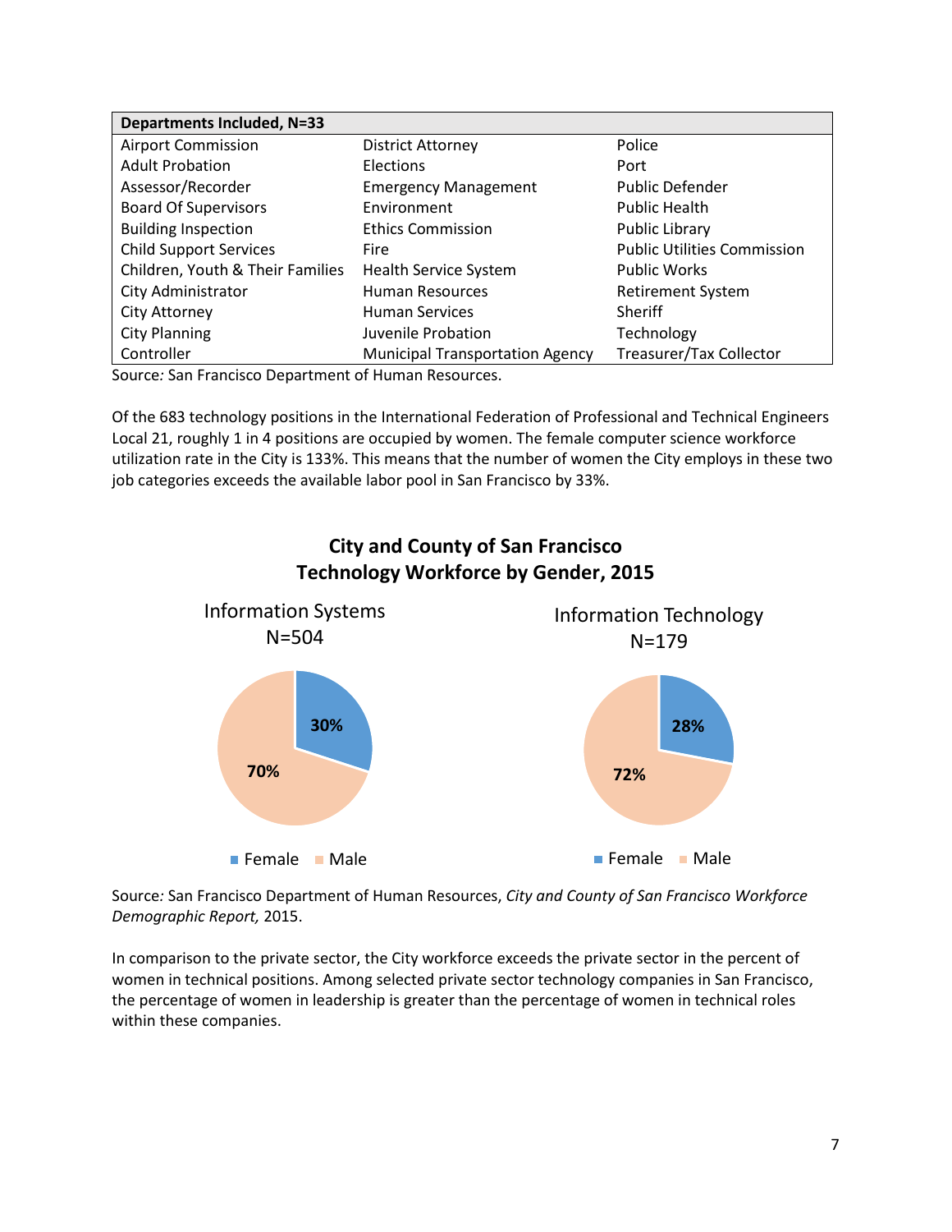| Departments Included, N=33 | | |
|---|---|---|
| Airport Commission | District Attorney | Police |
| Adult Probation | Elections | Port |
| Assessor/Recorder | Emergency Management | Public Defender |
| Board Of Supervisors | Environment | Public Health |
| Building Inspection | Ethics Commission | Public Library |
| Child Support Services | Fire | Public Utilities Commission |
| Children, Youth & Their Families | Health Service System | Public Works |
| City Administrator | Human Resources | Retirement System |
| City Attorney | Human Services | Sheriff |
| City Planning | Juvenile Probation | Technology |
| Controller | Municipal Transportation Agency | Treasurer/Tax Collector |

Source*:* San Francisco Department of Human Resources.

Of the 683 technology positions in the International Federation of Professional and Technical Engineers Local 21, roughly 1 in 4 positions are occupied by women. The female computer science workforce utilization rate in the City is 133%. This means that the number of women the City employs in these two job categories exceeds the available labor pool in San Francisco by 33%.

**City and County of San Francisco**
**Technology Workforce by Gender, 2015**

Information Systems
N=504

30%
70%

Female Male

Information Technology
N=179

28%
72%

Female Male

Source*:* San Francisco Department of Human Resources, *City and County of San Francisco Workforce Demographic Report,* 2015.

In comparison to the private sector, the City workforce exceeds the private sector in the percent of women in technical positions. Among selected private sector technology companies in San Francisco, the percentage of women in leadership is greater than the percentage of women in technical roles within these companies.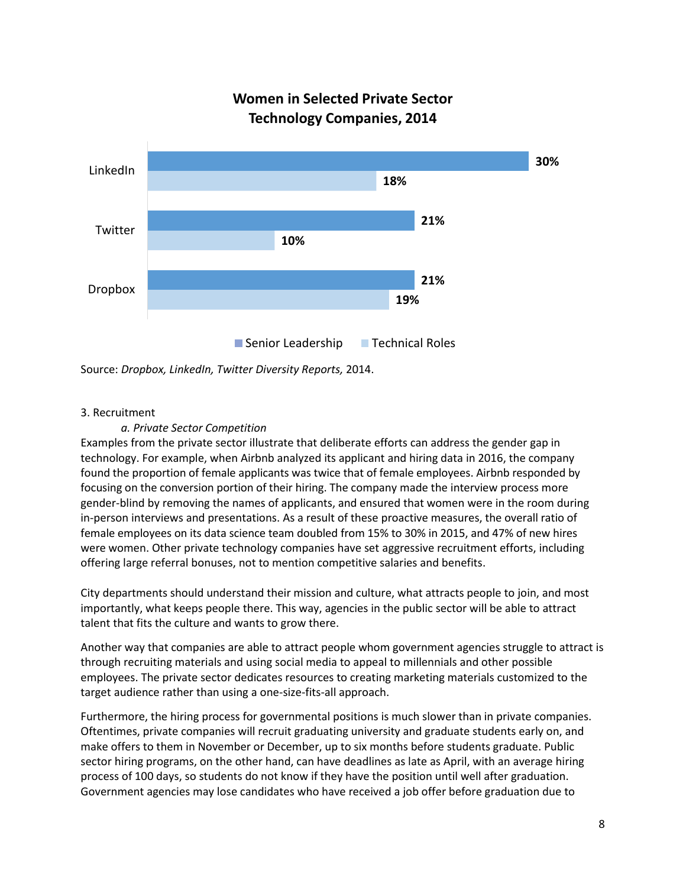**Women in Selected Private Sector Technology Companies, 2014**

LinkedIn
30%
18%

Twitter
21%
10%

Dropbox
21%
19%

Senior Leadership   Technical Roles

Source: *Dropbox, LinkedIn, Twitter Diversity Reports,* 2014.

3. Recruitment

*a. Private Sector Competition*

Examples from the private sector illustrate that deliberate efforts can address the gender gap in technology. For example, when Airbnb analyzed its applicant and hiring data in 2016, the company found the proportion of female applicants was twice that of female employees. Airbnb responded by focusing on the conversion portion of their hiring. The company made the interview process more gender-blind by removing the names of applicants, and ensured that women were in the room during in-person interviews and presentations. As a result of these proactive measures, the overall ratio of female employees on its data science team doubled from 15% to 30% in 2015, and 47% of new hires were women. Other private technology companies have set aggressive recruitment efforts, including offering large referral bonuses, not to mention competitive salaries and benefits.

City departments should understand their mission and culture, what attracts people to join, and most importantly, what keeps people there. This way, agencies in the public sector will be able to attract talent that fits the culture and wants to grow there.

Another way that companies are able to attract people whom government agencies struggle to attract is through recruiting materials and using social media to appeal to millennials and other possible employees. The private sector dedicates resources to creating marketing materials customized to the target audience rather than using a one-size-fits-all approach.

Furthermore, the hiring process for governmental positions is much slower than in private companies. Oftentimes, private companies will recruit graduating university and graduate students early on, and make offers to them in November or December, up to six months before students graduate. Public sector hiring programs, on the other hand, can have deadlines as late as April, with an average hiring process of 100 days, so students do not know if they have the position until well after graduation. Government agencies may lose candidates who have received a job offer before graduation due to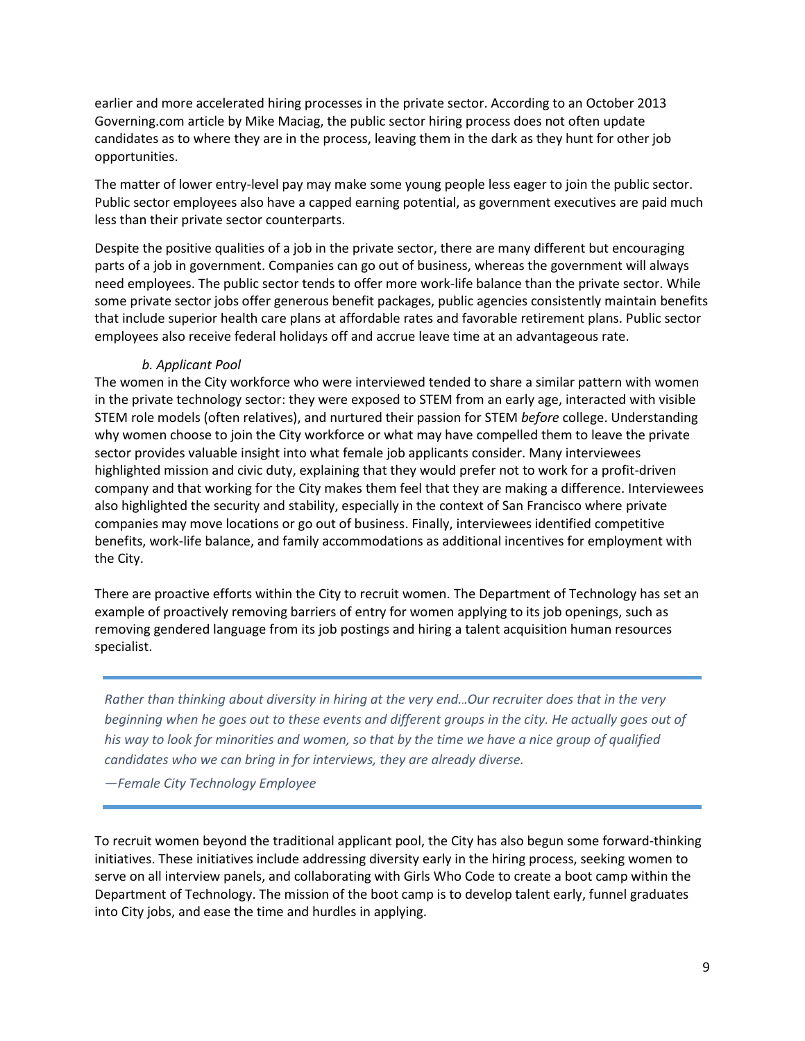earlier and more accelerated hiring processes in the private sector. According to an October 2013 Governing.com article by Mike Maciag, the public sector hiring process does not often update candidates as to where they are in the process, leaving them in the dark as they hunt for other job opportunities.

The matter of lower entry-level pay may make some young people less eager to join the public sector. Public sector employees also have a capped earning potential, as government executives are paid much less than their private sector counterparts.

Despite the positive qualities of a job in the private sector, there are many different but encouraging parts of a job in government. Companies can go out of business, whereas the government will always need employees. The public sector tends to offer more work-life balance than the private sector. While some private sector jobs offer generous benefit packages, public agencies consistently maintain benefits that include superior health care plans at affordable rates and favorable retirement plans. Public sector employees also receive federal holidays off and accrue leave time at an advantageous rate.

#### *b. Applicant Pool*

The women in the City workforce who were interviewed tended to share a similar pattern with women in the private technology sector: they were exposed to STEM from an early age, interacted with visible STEM role models (often relatives), and nurtured their passion for STEM *before* college. Understanding why women choose to join the City workforce or what may have compelled them to leave the private sector provides valuable insight into what female job applicants consider. Many interviewees highlighted mission and civic duty, explaining that they would prefer not to work for a profit-driven company and that working for the City makes them feel that they are making a difference. Interviewees also highlighted the security and stability, especially in the context of San Francisco where private companies may move locations or go out of business. Finally, interviewees identified competitive benefits, work-life balance, and family accommodations as additional incentives for employment with the City.

There are proactive efforts within the City to recruit women. The Department of Technology has set an example of proactively removing barriers of entry for women applying to its job openings, such as removing gendered language from its job postings and hiring a talent acquisition human resources specialist.

> *Rather than thinking about diversity in hiring at the very end…Our recruiter does that in the very beginning when he goes out to these events and different groups in the city. He actually goes out of his way to look for minorities and women, so that by the time we have a nice group of qualified candidates who we can bring in for interviews, they are already diverse.*
>
> *—Female City Technology Employee*

To recruit women beyond the traditional applicant pool, the City has also begun some forward-thinking initiatives. These initiatives include addressing diversity early in the hiring process, seeking women to serve on all interview panels, and collaborating with Girls Who Code to create a boot camp within the Department of Technology. The mission of the boot camp is to develop talent early, funnel graduates into City jobs, and ease the time and hurdles in applying.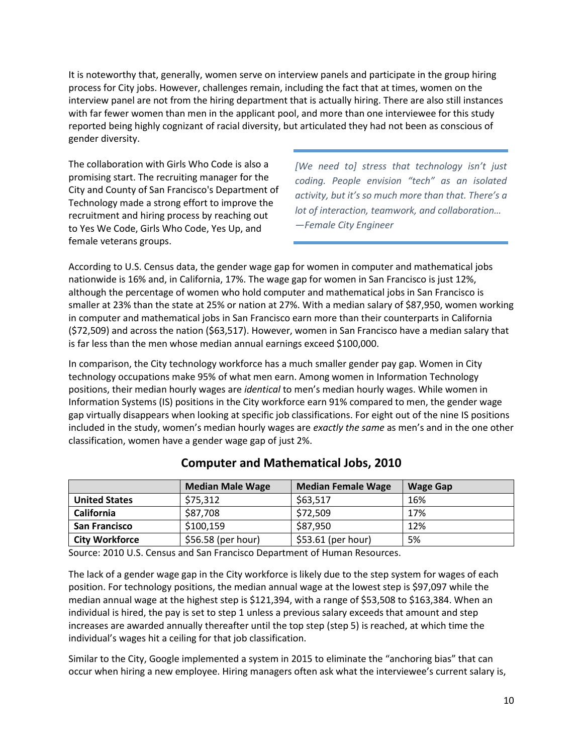It is noteworthy that, generally, women serve on interview panels and participate in the group hiring process for City jobs. However, challenges remain, including the fact that at times, women on the interview panel are not from the hiring department that is actually hiring. There are also still instances with far fewer women than men in the applicant pool, and more than one interviewee for this study reported being highly cognizant of racial diversity, but articulated they had not been as conscious of gender diversity.

The collaboration with Girls Who Code is also a promising start. The recruiting manager for the City and County of San Francisco's Department of Technology made a strong effort to improve the recruitment and hiring process by reaching out to Yes We Code, Girls Who Code, Yes Up, and female veterans groups.

> *[We need to] stress that technology isn't just coding. People envision "tech" as an isolated activity, but it's so much more than that. There's a lot of interaction, teamwork, and collaboration… —Female City Engineer*

According to U.S. Census data, the gender wage gap for women in computer and mathematical jobs nationwide is 16% and, in California, 17%. The wage gap for women in San Francisco is just 12%, although the percentage of women who hold computer and mathematical jobs in San Francisco is smaller at 23% than the state at 25% or nation at 27%. With a median salary of $87,950, women working in computer and mathematical jobs in San Francisco earn more than their counterparts in California ($72,509) and across the nation ($63,517). However, women in San Francisco have a median salary that is far less than the men whose median annual earnings exceed $100,000.

In comparison, the City technology workforce has a much smaller gender pay gap. Women in City technology occupations make 95% of what men earn. Among women in Information Technology positions, their median hourly wages are *identical* to men's median hourly wages. While women in Information Systems (IS) positions in the City workforce earn 91% compared to men, the gender wage gap virtually disappears when looking at specific job classifications. For eight out of the nine IS positions included in the study, women's median hourly wages are *exactly the same* as men's and in the one other classification, women have a gender wage gap of just 2%.

## Computer and Mathematical Jobs, 2010

| | Median Male Wage | Median Female Wage | Wage Gap |
|---|---|---|---|
| **United States** | $75,312 | $63,517 | 16% |
| **California** | $87,708 | $72,509 | 17% |
| **San Francisco** | $100,159 | $87,950 | 12% |
| **City Workforce** | $56.58 (per hour) | $53.61 (per hour) | 5% |

Source: 2010 U.S. Census and San Francisco Department of Human Resources.

The lack of a gender wage gap in the City workforce is likely due to the step system for wages of each position. For technology positions, the median annual wage at the lowest step is $97,097 while the median annual wage at the highest step is $121,394, with a range of $53,508 to $163,384. When an individual is hired, the pay is set to step 1 unless a previous salary exceeds that amount and step increases are awarded annually thereafter until the top step (step 5) is reached, at which time the individual's wages hit a ceiling for that job classification.

Similar to the City, Google implemented a system in 2015 to eliminate the "anchoring bias" that can occur when hiring a new employee. Hiring managers often ask what the interviewee's current salary is,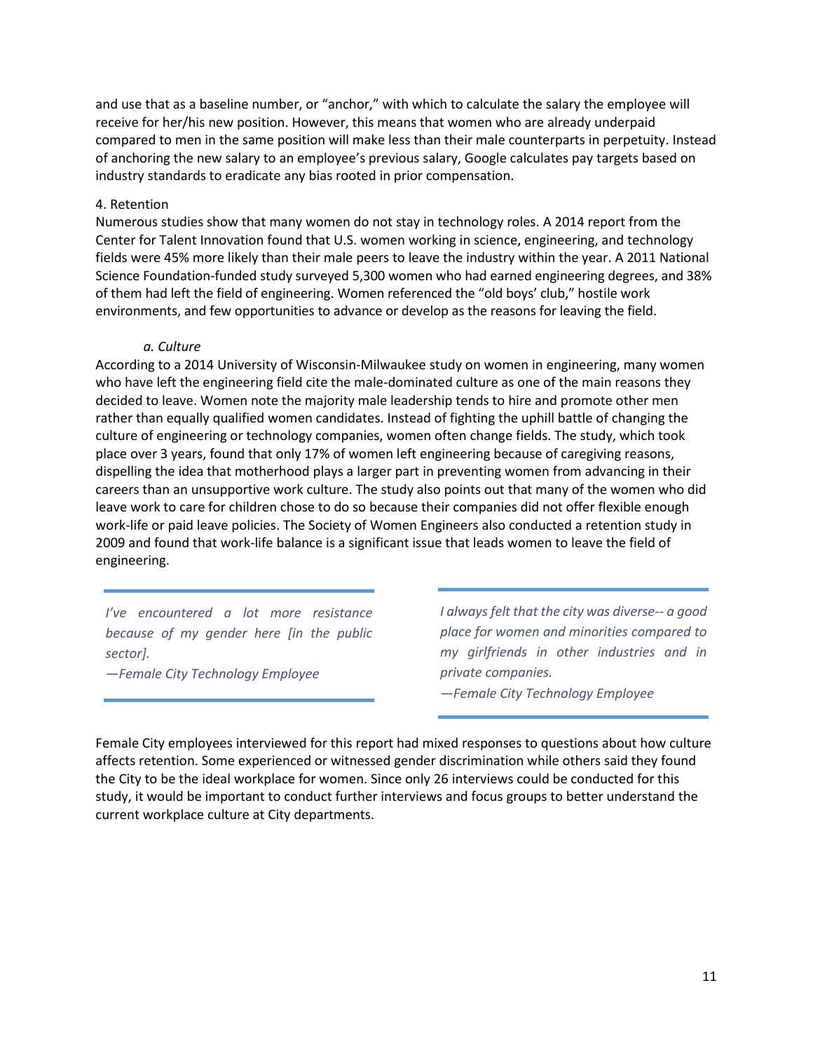and use that as a baseline number, or "anchor," with which to calculate the salary the employee will receive for her/his new position. However, this means that women who are already underpaid compared to men in the same position will make less than their male counterparts in perpetuity. Instead of anchoring the new salary to an employee's previous salary, Google calculates pay targets based on industry standards to eradicate any bias rooted in prior compensation.

### 4. Retention

Numerous studies show that many women do not stay in technology roles. A 2014 report from the Center for Talent Innovation found that U.S. women working in science, engineering, and technology fields were 45% more likely than their male peers to leave the industry within the year. A 2011 National Science Foundation-funded study surveyed 5,300 women who had earned engineering degrees, and 38% of them had left the field of engineering. Women referenced the "old boys' club," hostile work environments, and few opportunities to advance or develop as the reasons for leaving the field.

#### *a. Culture*

According to a 2014 University of Wisconsin-Milwaukee study on women in engineering, many women who have left the engineering field cite the male-dominated culture as one of the main reasons they decided to leave. Women note the majority male leadership tends to hire and promote other men rather than equally qualified women candidates. Instead of fighting the uphill battle of changing the culture of engineering or technology companies, women often change fields. The study, which took place over 3 years, found that only 17% of women left engineering because of caregiving reasons, dispelling the idea that motherhood plays a larger part in preventing women from advancing in their careers than an unsupportive work culture. The study also points out that many of the women who did leave work to care for children chose to do so because their companies did not offer flexible enough work-life or paid leave policies. The Society of Women Engineers also conducted a retention study in 2009 and found that work-life balance is a significant issue that leads women to leave the field of engineering.

> *I've encountered a lot more resistance because of my gender here [in the public sector].*
>
> *—Female City Technology Employee*

> *I always felt that the city was diverse-- a good place for women and minorities compared to my girlfriends in other industries and in private companies.*
>
> *—Female City Technology Employee*

Female City employees interviewed for this report had mixed responses to questions about how culture affects retention. Some experienced or witnessed gender discrimination while others said they found the City to be the ideal workplace for women. Since only 26 interviews could be conducted for this study, it would be important to conduct further interviews and focus groups to better understand the current workplace culture at City departments.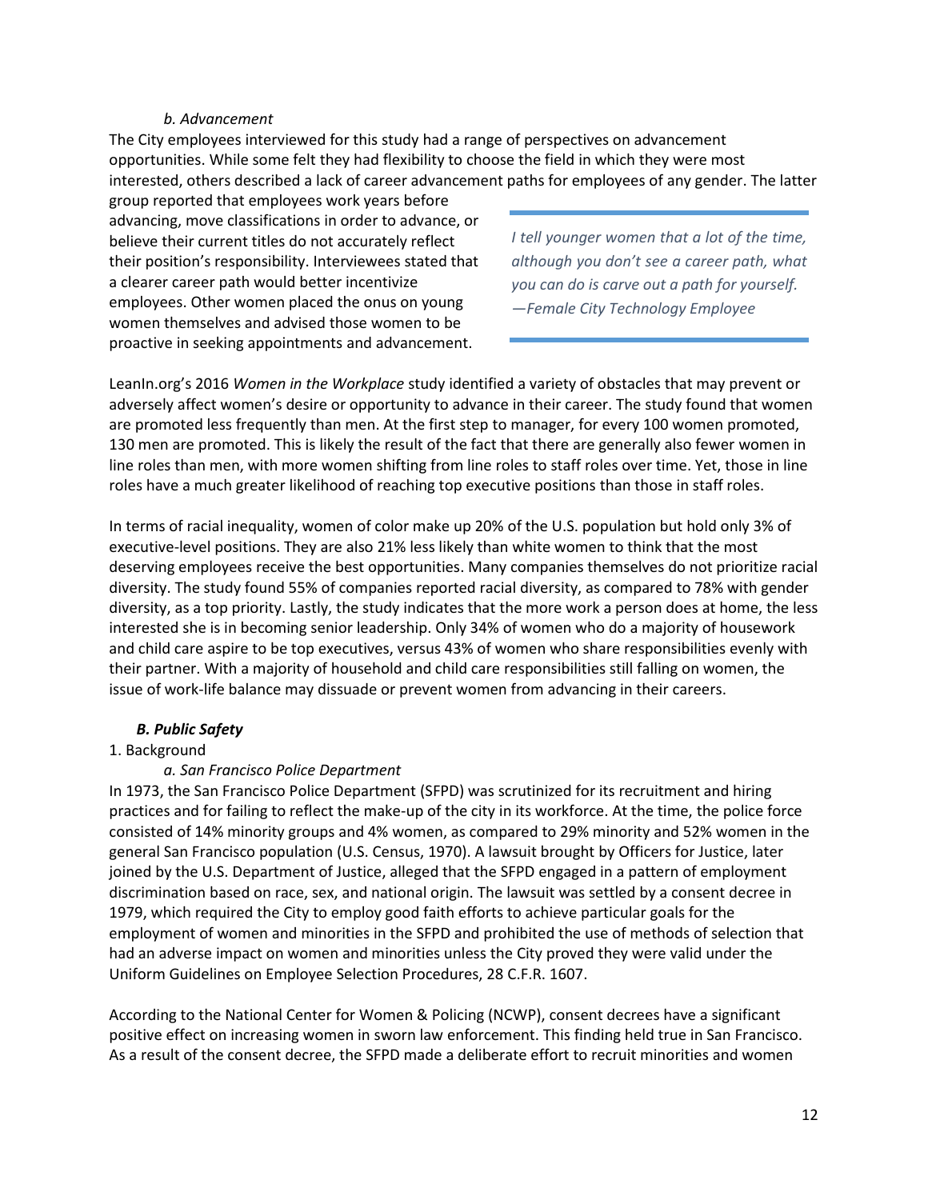*b. Advancement*

The City employees interviewed for this study had a range of perspectives on advancement opportunities. While some felt they had flexibility to choose the field in which they were most interested, others described a lack of career advancement paths for employees of any gender. The latter group reported that employees work years before advancing, move classifications in order to advance, or believe their current titles do not accurately reflect their position's responsibility. Interviewees stated that a clearer career path would better incentivize employees. Other women placed the onus on young women themselves and advised those women to be proactive in seeking appointments and advancement.

> *I tell younger women that a lot of the time, although you don't see a career path, what you can do is carve out a path for yourself. —Female City Technology Employee*

LeanIn.org's 2016 *Women in the Workplace* study identified a variety of obstacles that may prevent or adversely affect women's desire or opportunity to advance in their career. The study found that women are promoted less frequently than men. At the first step to manager, for every 100 women promoted, 130 men are promoted. This is likely the result of the fact that there are generally also fewer women in line roles than men, with more women shifting from line roles to staff roles over time. Yet, those in line roles have a much greater likelihood of reaching top executive positions than those in staff roles.

In terms of racial inequality, women of color make up 20% of the U.S. population but hold only 3% of executive-level positions. They are also 21% less likely than white women to think that the most deserving employees receive the best opportunities. Many companies themselves do not prioritize racial diversity. The study found 55% of companies reported racial diversity, as compared to 78% with gender diversity, as a top priority. Lastly, the study indicates that the more work a person does at home, the less interested she is in becoming senior leadership. Only 34% of women who do a majority of housework and child care aspire to be top executives, versus 43% of women who share responsibilities evenly with their partner. With a majority of household and child care responsibilities still falling on women, the issue of work-life balance may dissuade or prevent women from advancing in their careers.

### *B. Public Safety*

1. Background

*a. San Francisco Police Department*

In 1973, the San Francisco Police Department (SFPD) was scrutinized for its recruitment and hiring practices and for failing to reflect the make-up of the city in its workforce. At the time, the police force consisted of 14% minority groups and 4% women, as compared to 29% minority and 52% women in the general San Francisco population (U.S. Census, 1970). A lawsuit brought by Officers for Justice, later joined by the U.S. Department of Justice, alleged that the SFPD engaged in a pattern of employment discrimination based on race, sex, and national origin. The lawsuit was settled by a consent decree in 1979, which required the City to employ good faith efforts to achieve particular goals for the employment of women and minorities in the SFPD and prohibited the use of methods of selection that had an adverse impact on women and minorities unless the City proved they were valid under the Uniform Guidelines on Employee Selection Procedures, 28 C.F.R. 1607.

According to the National Center for Women & Policing (NCWP), consent decrees have a significant positive effect on increasing women in sworn law enforcement. This finding held true in San Francisco. As a result of the consent decree, the SFPD made a deliberate effort to recruit minorities and women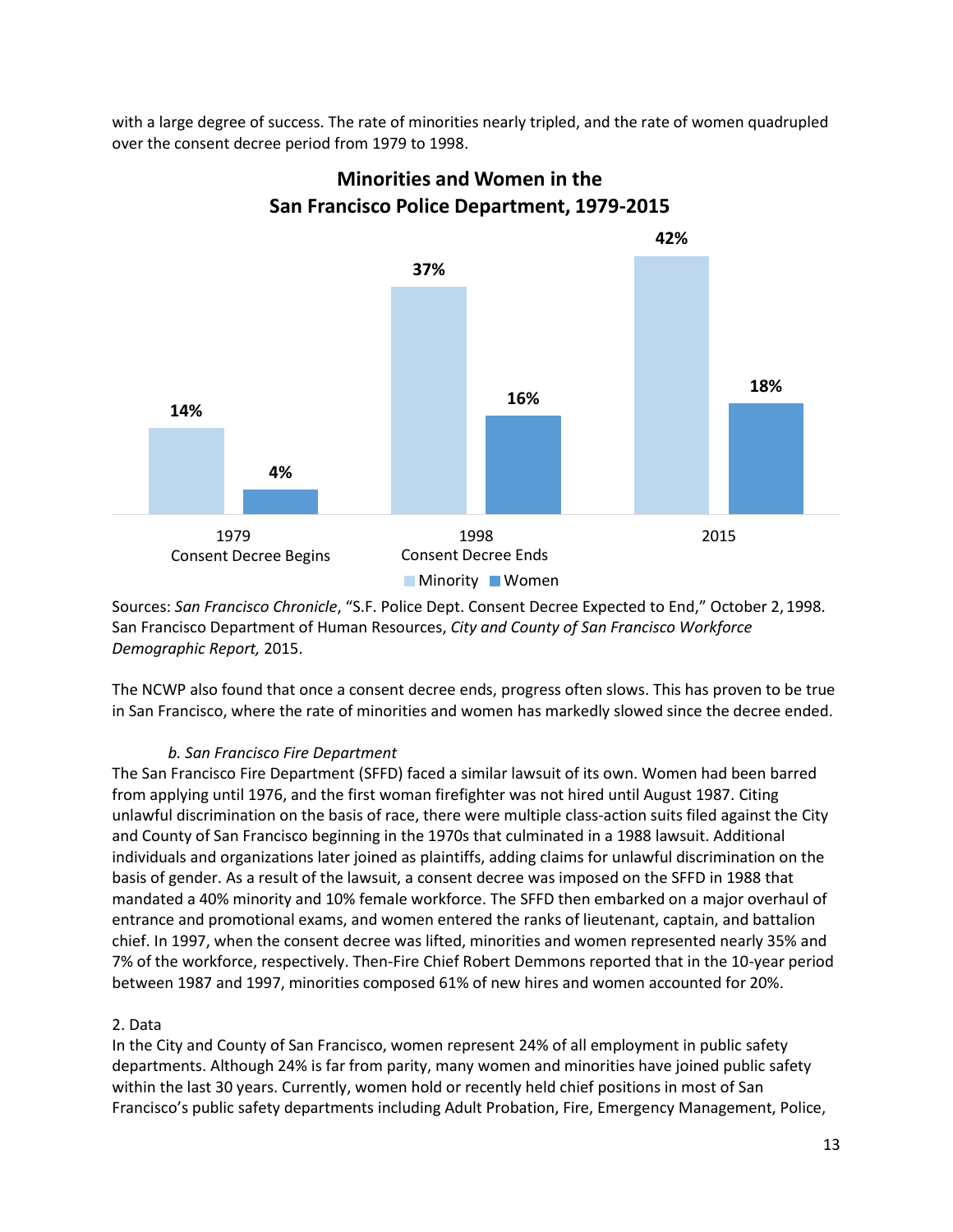with a large degree of success. The rate of minorities nearly tripled, and the rate of women quadrupled over the consent decree period from 1979 to 1998.

**Minorities and Women in the San Francisco Police Department, 1979-2015**

14%
4%
37%
16%
42%
18%

1979
Consent Decree Begins

1998
Consent Decree Ends

2015

Minority
Women

Sources: *San Francisco Chronicle*, "S.F. Police Dept. Consent Decree Expected to End," October 2, 1998. San Francisco Department of Human Resources, *City and County of San Francisco Workforce Demographic Report,* 2015.

The NCWP also found that once a consent decree ends, progress often slows. This has proven to be true in San Francisco, where the rate of minorities and women has markedly slowed since the decree ended.

*b. San Francisco Fire Department*

The San Francisco Fire Department (SFFD) faced a similar lawsuit of its own. Women had been barred from applying until 1976, and the first woman firefighter was not hired until August 1987. Citing unlawful discrimination on the basis of race, there were multiple class-action suits filed against the City and County of San Francisco beginning in the 1970s that culminated in a 1988 lawsuit. Additional individuals and organizations later joined as plaintiffs, adding claims for unlawful discrimination on the basis of gender. As a result of the lawsuit, a consent decree was imposed on the SFFD in 1988 that mandated a 40% minority and 10% female workforce. The SFFD then embarked on a major overhaul of entrance and promotional exams, and women entered the ranks of lieutenant, captain, and battalion chief. In 1997, when the consent decree was lifted, minorities and women represented nearly 35% and 7% of the workforce, respectively. Then-Fire Chief Robert Demmons reported that in the 10-year period between 1987 and 1997, minorities composed 61% of new hires and women accounted for 20%.

2. Data

In the City and County of San Francisco, women represent 24% of all employment in public safety departments. Although 24% is far from parity, many women and minorities have joined public safety within the last 30 years. Currently, women hold or recently held chief positions in most of San Francisco's public safety departments including Adult Probation, Fire, Emergency Management, Police,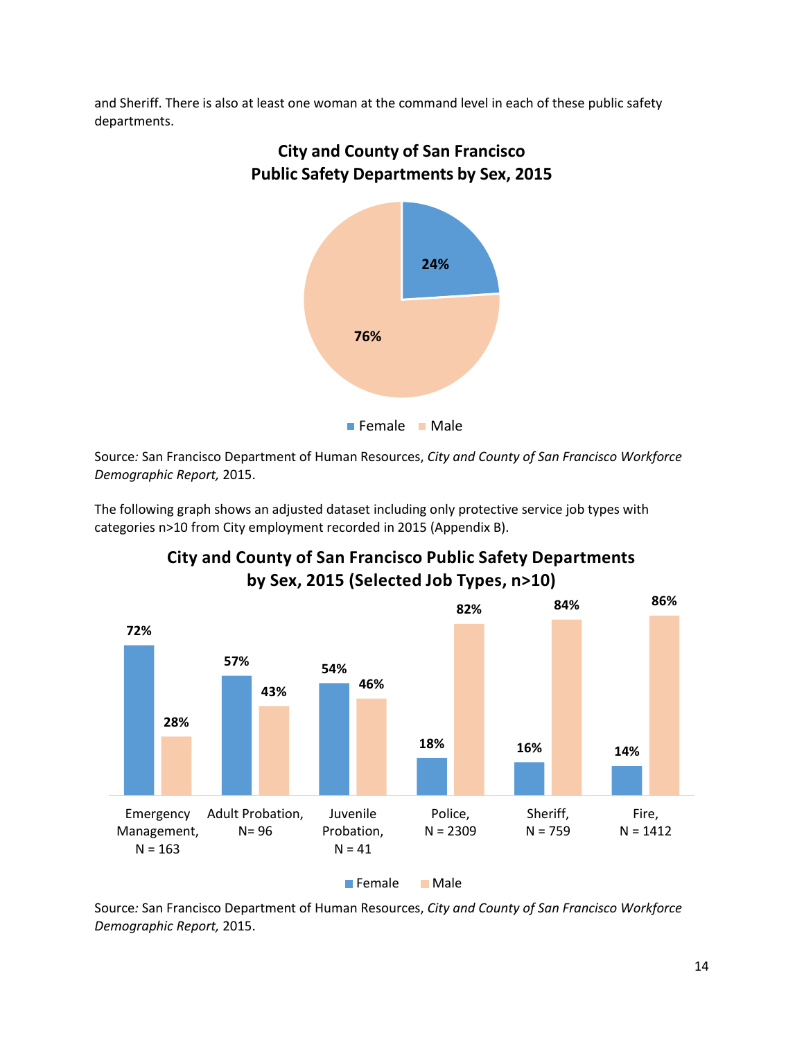and Sheriff. There is also at least one woman at the command level in each of these public safety departments.

**City and County of San Francisco**
**Public Safety Departments by Sex, 2015**

24%

76%

Female Male

Source*:* San Francisco Department of Human Resources, *City and County of San Francisco Workforce Demographic Report,* 2015.

The following graph shows an adjusted dataset including only protective service job types with categories n>10 from City employment recorded in 2015 (Appendix B).

**City and County of San Francisco Public Safety Departments by Sex, 2015 (Selected Job Types, n>10)**

72%
28%
Emergency Management, N = 163

57%
43%
Adult Probation, N= 96

54%
46%
Juvenile Probation, N = 41

18%
82%
Police, N = 2309

16%
84%
Sheriff, N = 759

14%
86%
Fire, N = 1412

Female Male

Source*:* San Francisco Department of Human Resources, *City and County of San Francisco Workforce Demographic Report,* 2015.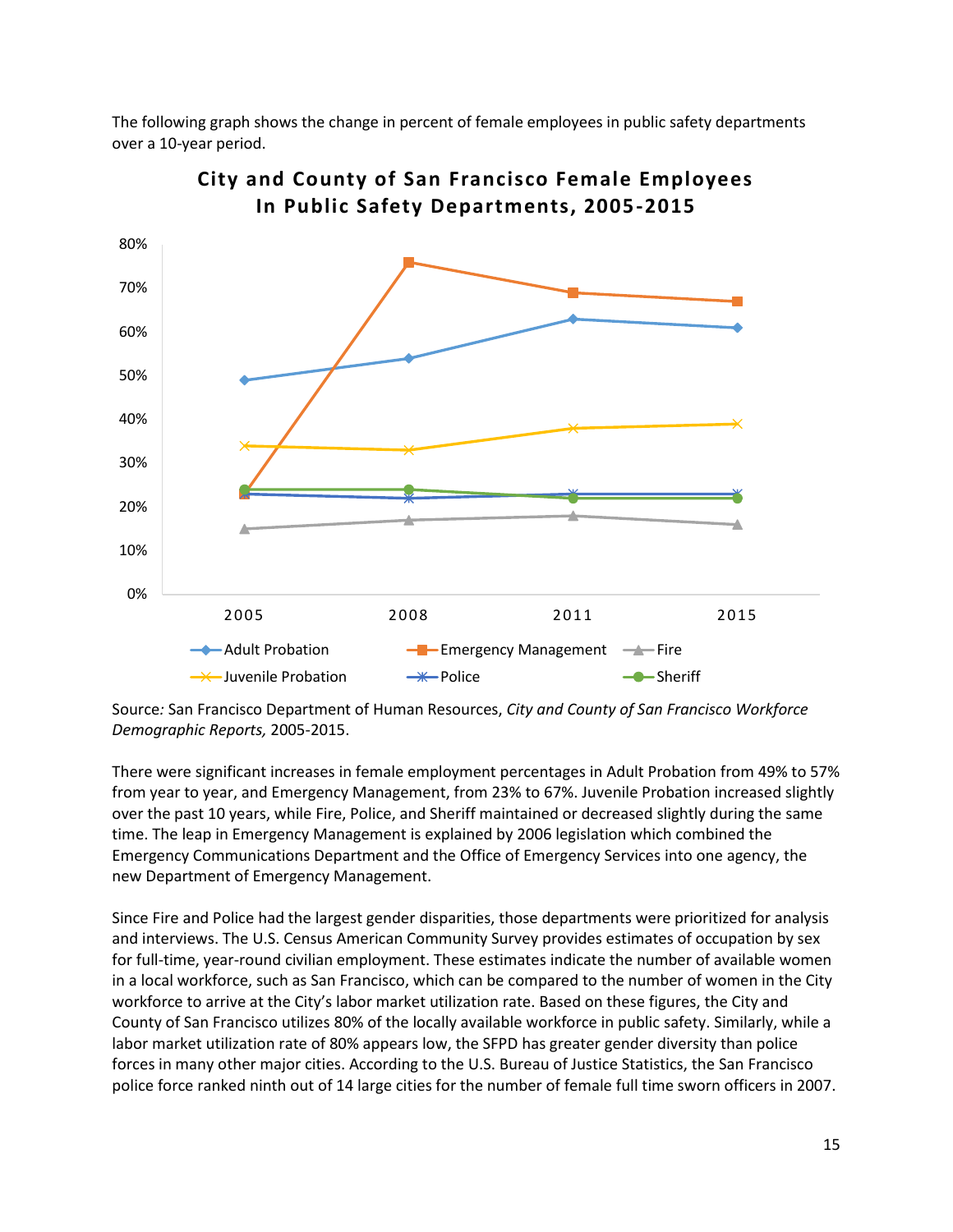The following graph shows the change in percent of female employees in public safety departments over a 10-year period.

**City and County of San Francisco Female Employees In Public Safety Departments, 2005-2015**

80%
70%
60%
50%
40%
30%
20%
10%
0%

2005 2008 2011 2015

Adult Probation
Emergency Management
Fire
Juvenile Probation
Police
Sheriff

Source*:* San Francisco Department of Human Resources, *City and County of San Francisco Workforce Demographic Reports,* 2005-2015.

There were significant increases in female employment percentages in Adult Probation from 49% to 57% from year to year, and Emergency Management, from 23% to 67%. Juvenile Probation increased slightly over the past 10 years, while Fire, Police, and Sheriff maintained or decreased slightly during the same time. The leap in Emergency Management is explained by 2006 legislation which combined the Emergency Communications Department and the Office of Emergency Services into one agency, the new Department of Emergency Management.

Since Fire and Police had the largest gender disparities, those departments were prioritized for analysis and interviews. The U.S. Census American Community Survey provides estimates of occupation by sex for full-time, year-round civilian employment. These estimates indicate the number of available women in a local workforce, such as San Francisco, which can be compared to the number of women in the City workforce to arrive at the City's labor market utilization rate. Based on these figures, the City and County of San Francisco utilizes 80% of the locally available workforce in public safety. Similarly, while a labor market utilization rate of 80% appears low, the SFPD has greater gender diversity than police forces in many other major cities. According to the U.S. Bureau of Justice Statistics, the San Francisco police force ranked ninth out of 14 large cities for the number of female full time sworn officers in 2007.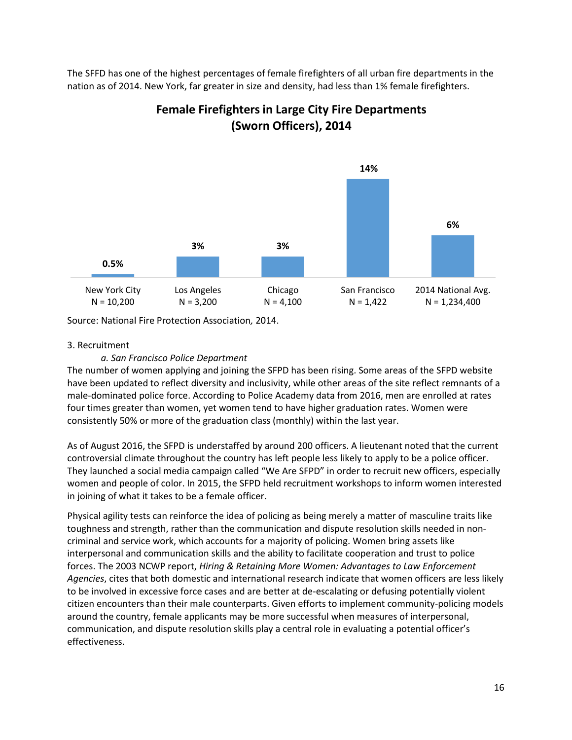The SFFD has one of the highest percentages of female firefighters of all urban fire departments in the nation as of 2014. New York, far greater in size and density, had less than 1% female firefighters.

**Female Firefighters in Large City Fire Departments (Sworn Officers), 2014**

0.5%
3%
3%
14%
6%

New York City
N = 10,200

Los Angeles
N = 3,200

Chicago
N = 4,100

San Francisco
N = 1,422

2014 National Avg.
N = 1,234,400

Source: National Fire Protection Association*,* 2014.

3. Recruitment

*a. San Francisco Police Department*

The number of women applying and joining the SFPD has been rising. Some areas of the SFPD website have been updated to reflect diversity and inclusivity, while other areas of the site reflect remnants of a male-dominated police force. According to Police Academy data from 2016, men are enrolled at rates four times greater than women, yet women tend to have higher graduation rates. Women were consistently 50% or more of the graduation class (monthly) within the last year.

As of August 2016, the SFPD is understaffed by around 200 officers. A lieutenant noted that the current controversial climate throughout the country has left people less likely to apply to be a police officer. They launched a social media campaign called "We Are SFPD" in order to recruit new officers, especially women and people of color. In 2015, the SFPD held recruitment workshops to inform women interested in joining of what it takes to be a female officer.

Physical agility tests can reinforce the idea of policing as being merely a matter of masculine traits like toughness and strength, rather than the communication and dispute resolution skills needed in non-criminal and service work, which accounts for a majority of policing. Women bring assets like interpersonal and communication skills and the ability to facilitate cooperation and trust to police forces. The 2003 NCWP report, *Hiring & Retaining More Women: Advantages to Law Enforcement Agencies*, cites that both domestic and international research indicate that women officers are less likely to be involved in excessive force cases and are better at de-escalating or defusing potentially violent citizen encounters than their male counterparts. Given efforts to implement community-policing models around the country, female applicants may be more successful when measures of interpersonal, communication, and dispute resolution skills play a central role in evaluating a potential officer's effectiveness.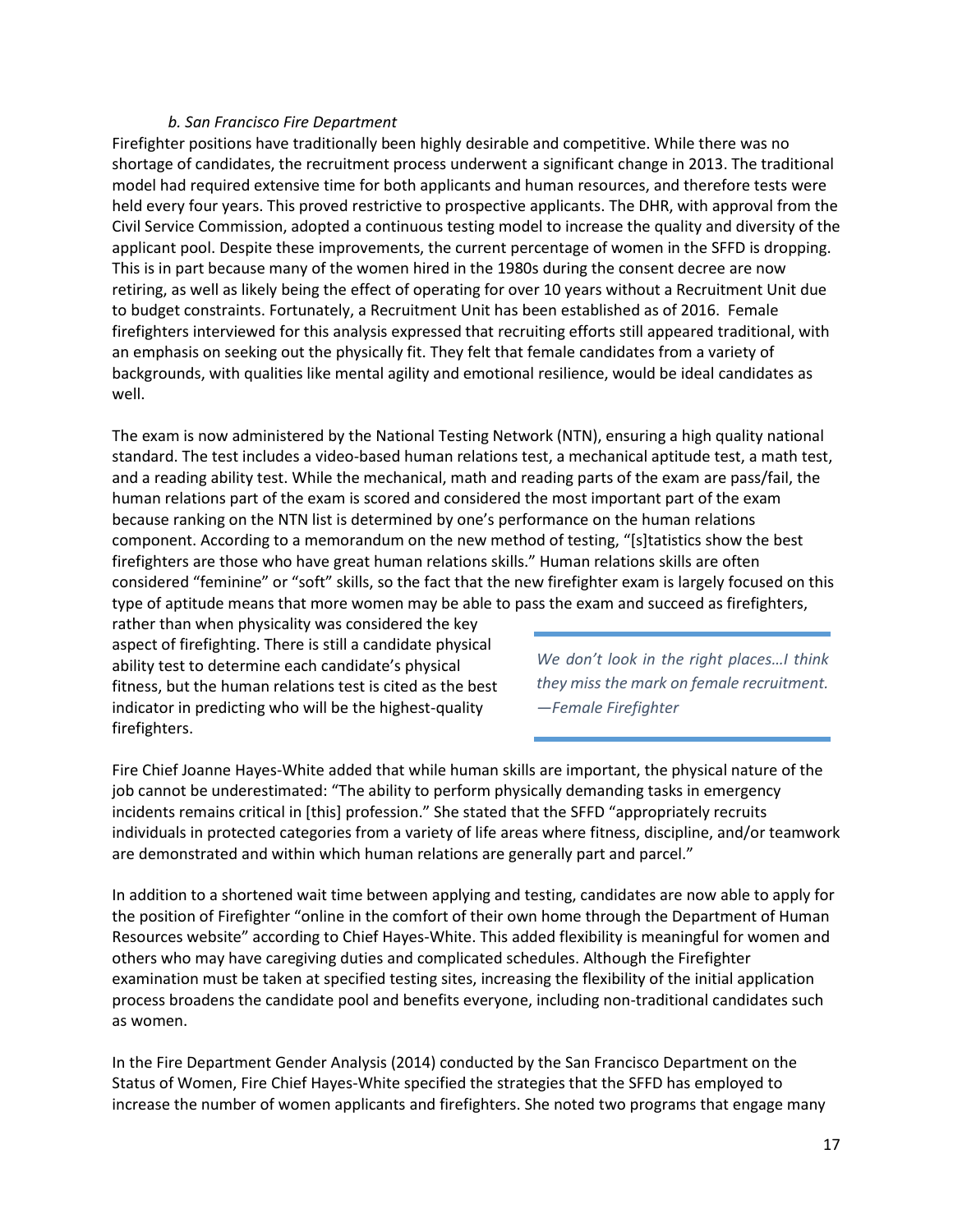*b. San Francisco Fire Department*

Firefighter positions have traditionally been highly desirable and competitive. While there was no shortage of candidates, the recruitment process underwent a significant change in 2013. The traditional model had required extensive time for both applicants and human resources, and therefore tests were held every four years. This proved restrictive to prospective applicants. The DHR, with approval from the Civil Service Commission, adopted a continuous testing model to increase the quality and diversity of the applicant pool. Despite these improvements, the current percentage of women in the SFFD is dropping. This is in part because many of the women hired in the 1980s during the consent decree are now retiring, as well as likely being the effect of operating for over 10 years without a Recruitment Unit due to budget constraints. Fortunately, a Recruitment Unit has been established as of 2016. Female firefighters interviewed for this analysis expressed that recruiting efforts still appeared traditional, with an emphasis on seeking out the physically fit. They felt that female candidates from a variety of backgrounds, with qualities like mental agility and emotional resilience, would be ideal candidates as well.

The exam is now administered by the National Testing Network (NTN), ensuring a high quality national standard. The test includes a video-based human relations test, a mechanical aptitude test, a math test, and a reading ability test. While the mechanical, math and reading parts of the exam are pass/fail, the human relations part of the exam is scored and considered the most important part of the exam because ranking on the NTN list is determined by one's performance on the human relations component. According to a memorandum on the new method of testing, "[s]tatistics show the best firefighters are those who have great human relations skills." Human relations skills are often considered "feminine" or "soft" skills, so the fact that the new firefighter exam is largely focused on this type of aptitude means that more women may be able to pass the exam and succeed as firefighters, rather than when physicality was considered the key aspect of firefighting. There is still a candidate physical ability test to determine each candidate's physical fitness, but the human relations test is cited as the best indicator in predicting who will be the highest-quality firefighters.

> *We don't look in the right places…I think they miss the mark on female recruitment. —Female Firefighter*

Fire Chief Joanne Hayes-White added that while human skills are important, the physical nature of the job cannot be underestimated: "The ability to perform physically demanding tasks in emergency incidents remains critical in [this] profession." She stated that the SFFD "appropriately recruits individuals in protected categories from a variety of life areas where fitness, discipline, and/or teamwork are demonstrated and within which human relations are generally part and parcel."

In addition to a shortened wait time between applying and testing, candidates are now able to apply for the position of Firefighter "online in the comfort of their own home through the Department of Human Resources website" according to Chief Hayes-White. This added flexibility is meaningful for women and others who may have caregiving duties and complicated schedules. Although the Firefighter examination must be taken at specified testing sites, increasing the flexibility of the initial application process broadens the candidate pool and benefits everyone, including non-traditional candidates such as women.

In the Fire Department Gender Analysis (2014) conducted by the San Francisco Department on the Status of Women, Fire Chief Hayes-White specified the strategies that the SFFD has employed to increase the number of women applicants and firefighters. She noted two programs that engage many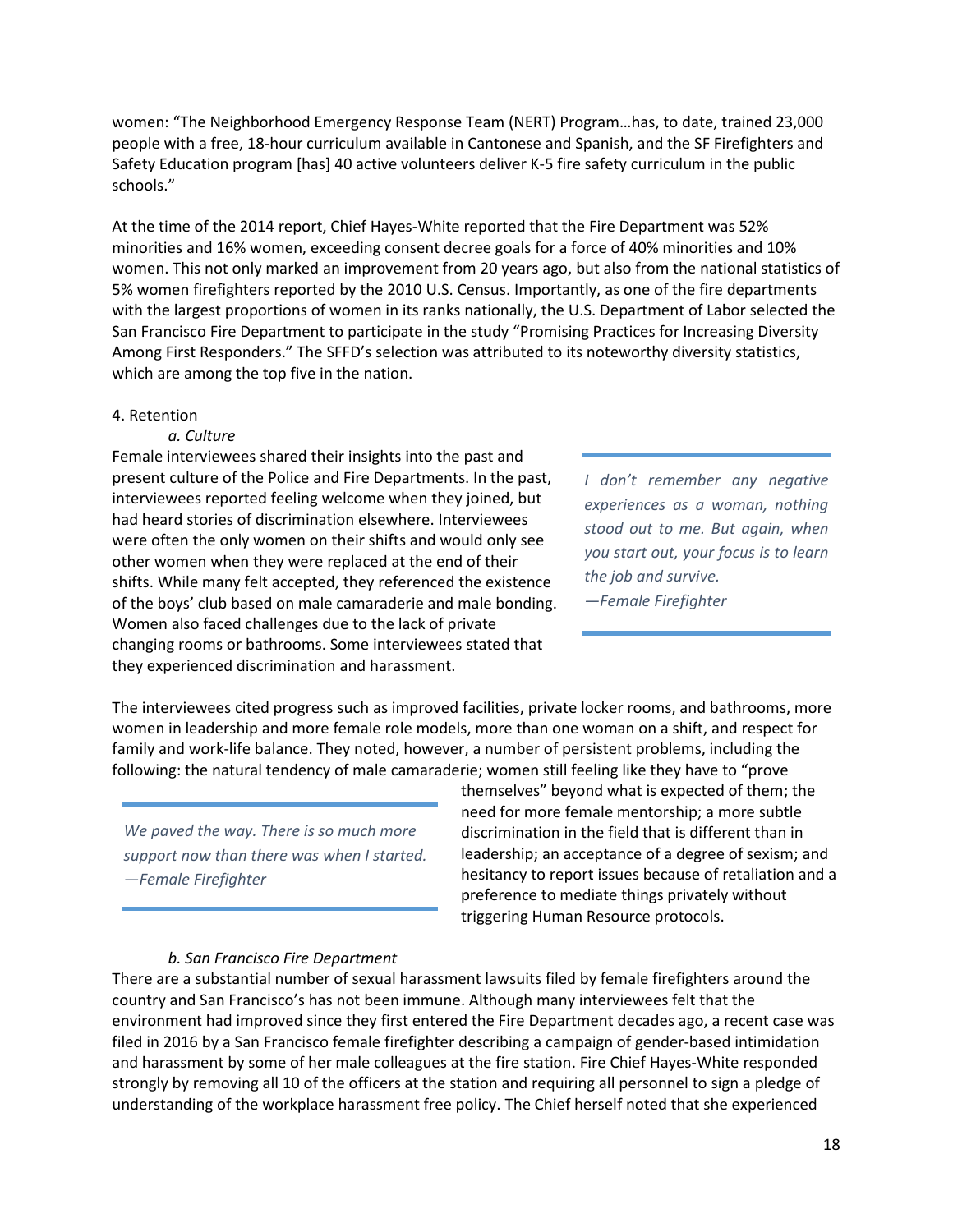women: "The Neighborhood Emergency Response Team (NERT) Program…has, to date, trained 23,000 people with a free, 18-hour curriculum available in Cantonese and Spanish, and the SF Firefighters and Safety Education program [has] 40 active volunteers deliver K-5 fire safety curriculum in the public schools."

At the time of the 2014 report, Chief Hayes-White reported that the Fire Department was 52% minorities and 16% women, exceeding consent decree goals for a force of 40% minorities and 10% women. This not only marked an improvement from 20 years ago, but also from the national statistics of 5% women firefighters reported by the 2010 U.S. Census. Importantly, as one of the fire departments with the largest proportions of women in its ranks nationally, the U.S. Department of Labor selected the San Francisco Fire Department to participate in the study "Promising Practices for Increasing Diversity Among First Responders." The SFFD's selection was attributed to its noteworthy diversity statistics, which are among the top five in the nation.

4. Retention

*a. Culture*

Female interviewees shared their insights into the past and present culture of the Police and Fire Departments. In the past, interviewees reported feeling welcome when they joined, but had heard stories of discrimination elsewhere. Interviewees were often the only women on their shifts and would only see other women when they were replaced at the end of their shifts. While many felt accepted, they referenced the existence of the boys' club based on male camaraderie and male bonding. Women also faced challenges due to the lack of private changing rooms or bathrooms. Some interviewees stated that they experienced discrimination and harassment.

> *I don't remember any negative experiences as a woman, nothing stood out to me. But again, when you start out, your focus is to learn the job and survive.*
> *—Female Firefighter*

The interviewees cited progress such as improved facilities, private locker rooms, and bathrooms, more women in leadership and more female role models, more than one woman on a shift, and respect for family and work-life balance. They noted, however, a number of persistent problems, including the following: the natural tendency of male camaraderie; women still feeling like they have to "prove themselves" beyond what is expected of them; the need for more female mentorship; a more subtle discrimination in the field that is different than in leadership; an acceptance of a degree of sexism; and hesitancy to report issues because of retaliation and a preference to mediate things privately without triggering Human Resource protocols.

> *We paved the way. There is so much more support now than there was when I started.*
> *—Female Firefighter*

*b. San Francisco Fire Department*

There are a substantial number of sexual harassment lawsuits filed by female firefighters around the country and San Francisco's has not been immune. Although many interviewees felt that the environment had improved since they first entered the Fire Department decades ago, a recent case was filed in 2016 by a San Francisco female firefighter describing a campaign of gender-based intimidation and harassment by some of her male colleagues at the fire station. Fire Chief Hayes-White responded strongly by removing all 10 of the officers at the station and requiring all personnel to sign a pledge of understanding of the workplace harassment free policy. The Chief herself noted that she experienced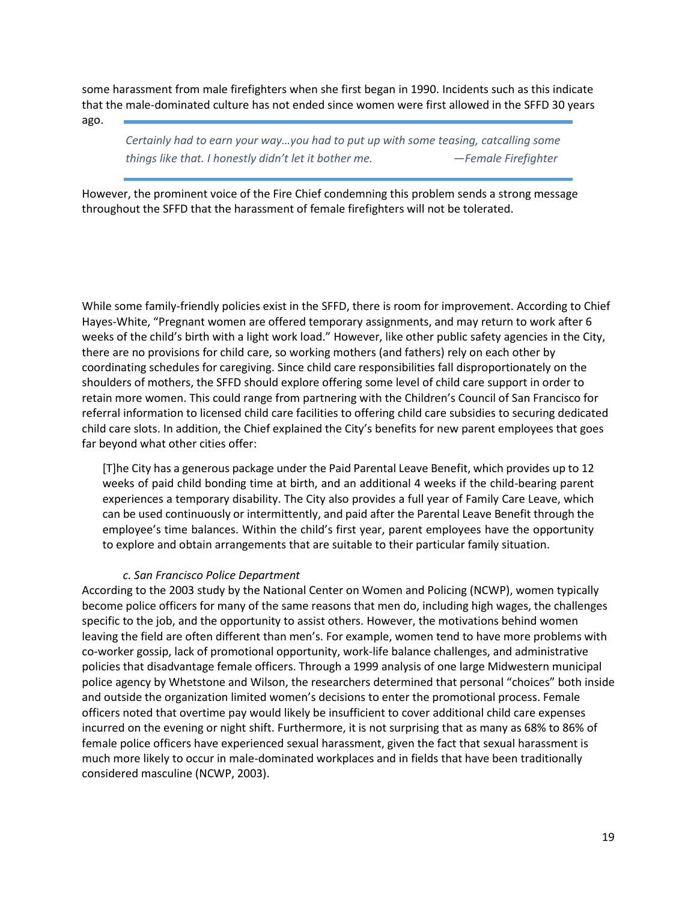some harassment from male firefighters when she first began in 1990. Incidents such as this indicate that the male-dominated culture has not ended since women were first allowed in the SFFD 30 years ago.

> *Certainly had to earn your way…you had to put up with some teasing, catcalling some things like that. I honestly didn't let it bother me.* *—Female Firefighter*

However, the prominent voice of the Fire Chief condemning this problem sends a strong message throughout the SFFD that the harassment of female firefighters will not be tolerated.

While some family-friendly policies exist in the SFFD, there is room for improvement. According to Chief Hayes-White, "Pregnant women are offered temporary assignments, and may return to work after 6 weeks of the child's birth with a light work load." However, like other public safety agencies in the City, there are no provisions for child care, so working mothers (and fathers) rely on each other by coordinating schedules for caregiving. Since child care responsibilities fall disproportionately on the shoulders of mothers, the SFFD should explore offering some level of child care support in order to retain more women. This could range from partnering with the Children's Council of San Francisco for referral information to licensed child care facilities to offering child care subsidies to securing dedicated child care slots. In addition, the Chief explained the City's benefits for new parent employees that goes far beyond what other cities offer:

> [T]he City has a generous package under the Paid Parental Leave Benefit, which provides up to 12 weeks of paid child bonding time at birth, and an additional 4 weeks if the child-bearing parent experiences a temporary disability. The City also provides a full year of Family Care Leave, which can be used continuously or intermittently, and paid after the Parental Leave Benefit through the employee's time balances. Within the child's first year, parent employees have the opportunity to explore and obtain arrangements that are suitable to their particular family situation.

*c. San Francisco Police Department*

According to the 2003 study by the National Center on Women and Policing (NCWP), women typically become police officers for many of the same reasons that men do, including high wages, the challenges specific to the job, and the opportunity to assist others. However, the motivations behind women leaving the field are often different than men's. For example, women tend to have more problems with co-worker gossip, lack of promotional opportunity, work-life balance challenges, and administrative policies that disadvantage female officers. Through a 1999 analysis of one large Midwestern municipal police agency by Whetstone and Wilson, the researchers determined that personal "choices" both inside and outside the organization limited women's decisions to enter the promotional process. Female officers noted that overtime pay would likely be insufficient to cover additional child care expenses incurred on the evening or night shift. Furthermore, it is not surprising that as many as 68% to 86% of female police officers have experienced sexual harassment, given the fact that sexual harassment is much more likely to occur in male-dominated workplaces and in fields that have been traditionally considered masculine (NCWP, 2003).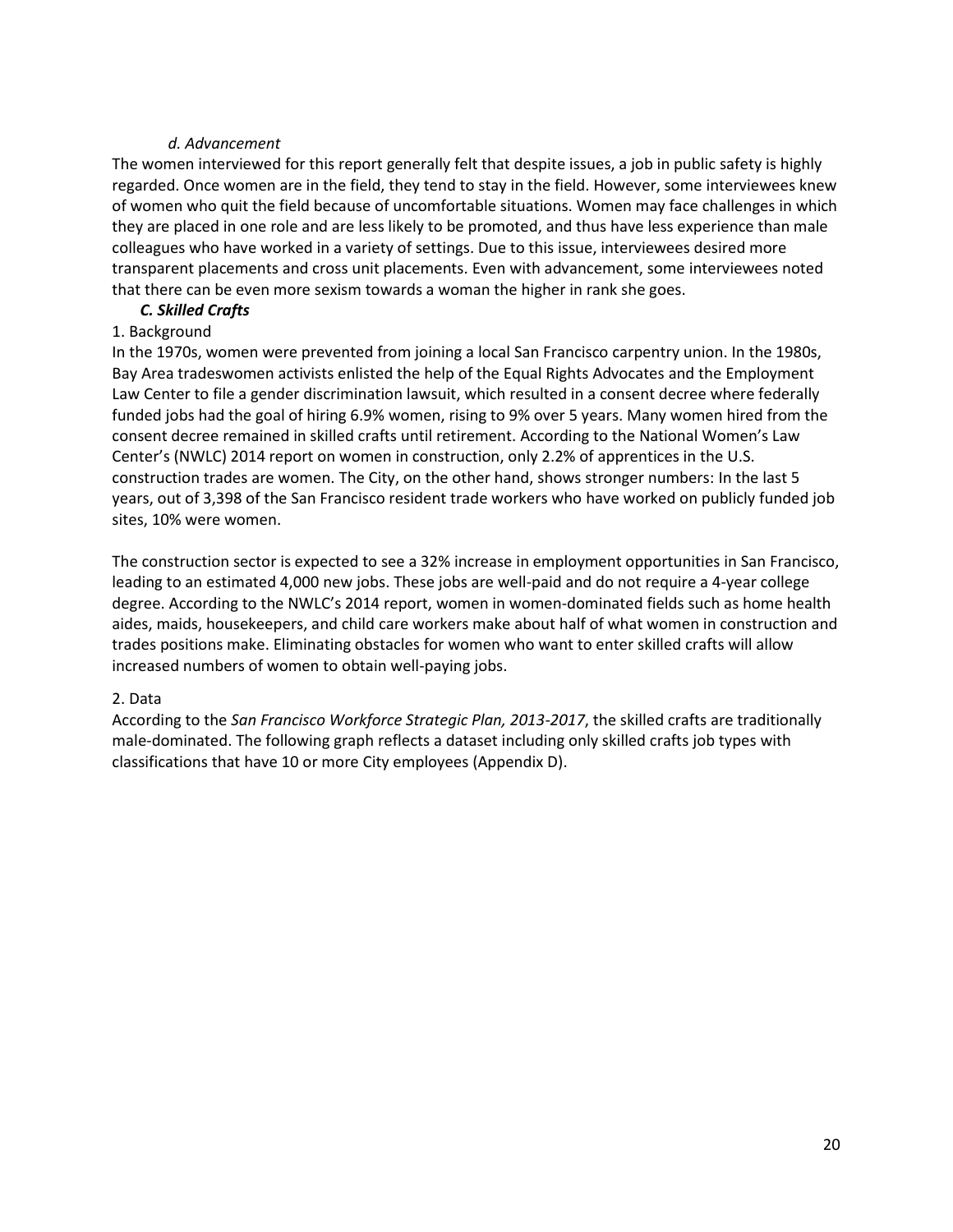#### *d. Advancement*

The women interviewed for this report generally felt that despite issues, a job in public safety is highly regarded. Once women are in the field, they tend to stay in the field. However, some interviewees knew of women who quit the field because of uncomfortable situations. Women may face challenges in which they are placed in one role and are less likely to be promoted, and thus have less experience than male colleagues who have worked in a variety of settings. Due to this issue, interviewees desired more transparent placements and cross unit placements. Even with advancement, some interviewees noted that there can be even more sexism towards a woman the higher in rank she goes.

### ***C. Skilled Crafts***

#### 1. Background

In the 1970s, women were prevented from joining a local San Francisco carpentry union. In the 1980s, Bay Area tradeswomen activists enlisted the help of the Equal Rights Advocates and the Employment Law Center to file a gender discrimination lawsuit, which resulted in a consent decree where federally funded jobs had the goal of hiring 6.9% women, rising to 9% over 5 years. Many women hired from the consent decree remained in skilled crafts until retirement. According to the National Women's Law Center's (NWLC) 2014 report on women in construction, only 2.2% of apprentices in the U.S. construction trades are women. The City, on the other hand, shows stronger numbers: In the last 5 years, out of 3,398 of the San Francisco resident trade workers who have worked on publicly funded job sites, 10% were women.

The construction sector is expected to see a 32% increase in employment opportunities in San Francisco, leading to an estimated 4,000 new jobs. These jobs are well-paid and do not require a 4-year college degree. According to the NWLC's 2014 report, women in women-dominated fields such as home health aides, maids, housekeepers, and child care workers make about half of what women in construction and trades positions make. Eliminating obstacles for women who want to enter skilled crafts will allow increased numbers of women to obtain well-paying jobs.

#### 2. Data

According to the *San Francisco Workforce Strategic Plan, 2013-2017*, the skilled crafts are traditionally male-dominated. The following graph reflects a dataset including only skilled crafts job types with classifications that have 10 or more City employees (Appendix D).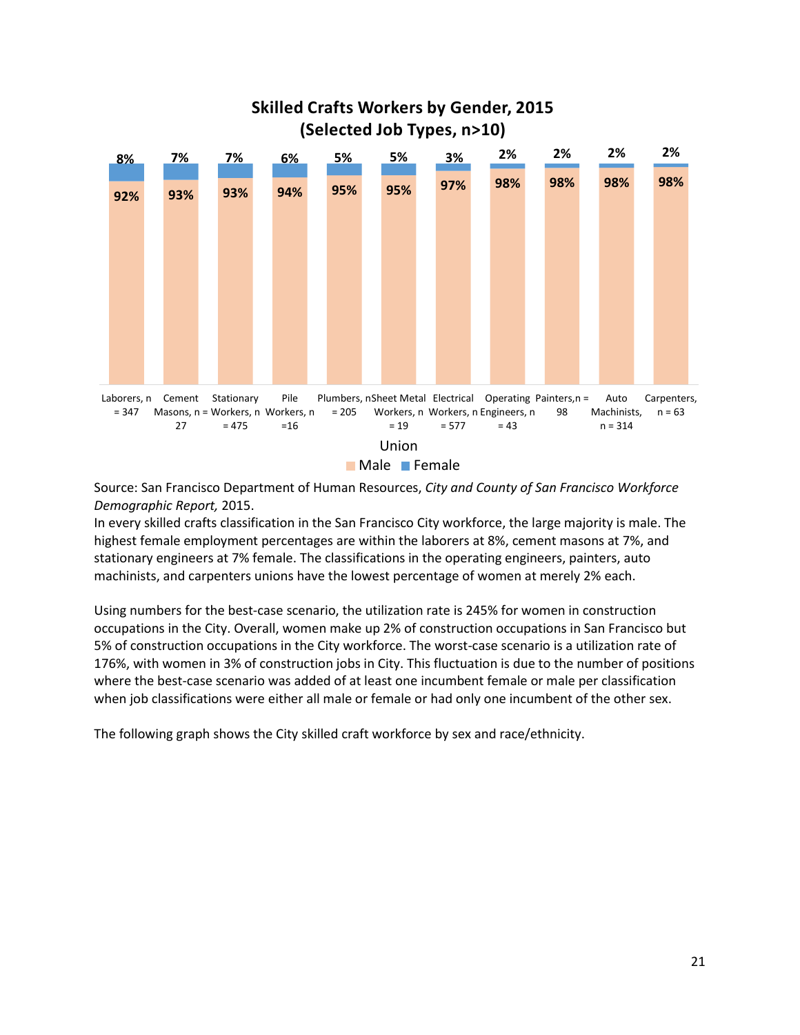**Skilled Crafts Workers by Gender, 2015**
**(Selected Job Types, n>10)**

8% 7% 7% 6% 5% 5% 3% 2% 2% 2% 2%

92% 93% 93% 94% 95% 95% 97% 98% 98% 98% 98%

Laborers, n = 347
Cement Masons, n = 27
Stationary Workers, n = 475
Pile Workers, n =16
Plumbers, n = 205
Sheet Metal Workers, n = 19
Electrical Workers, n = 577
Operating Engineers, n = 43
Painters,n = 98
Auto Machinists, n = 314
Carpenters, n = 63

Union

Male Female

Source: San Francisco Department of Human Resources, *City and County of San Francisco Workforce Demographic Report,* 2015.

In every skilled crafts classification in the San Francisco City workforce, the large majority is male. The highest female employment percentages are within the laborers at 8%, cement masons at 7%, and stationary engineers at 7% female. The classifications in the operating engineers, painters, auto machinists, and carpenters unions have the lowest percentage of women at merely 2% each.

Using numbers for the best-case scenario, the utilization rate is 245% for women in construction occupations in the City. Overall, women make up 2% of construction occupations in San Francisco but 5% of construction occupations in the City workforce. The worst-case scenario is a utilization rate of 176%, with women in 3% of construction jobs in City. This fluctuation is due to the number of positions where the best-case scenario was added of at least one incumbent female or male per classification when job classifications were either all male or female or had only one incumbent of the other sex.

The following graph shows the City skilled craft workforce by sex and race/ethnicity.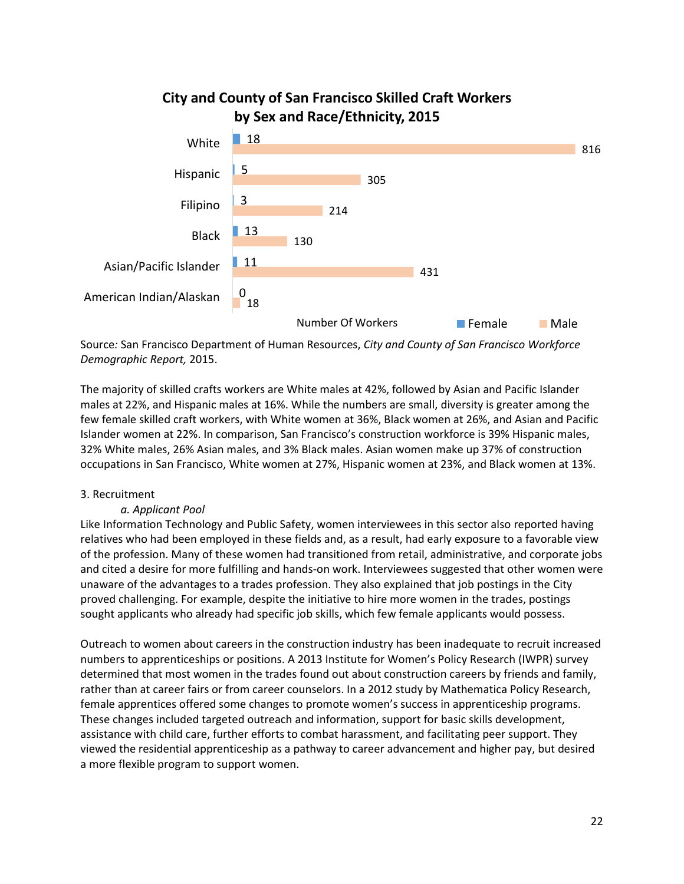**City and County of San Francisco Skilled Craft Workers by Sex and Race/Ethnicity, 2015**

White
18
816

Hispanic
5
305

Filipino
3
214

Black
13
130

Asian/Pacific Islander
11
431

American Indian/Alaskan
0
18

Number Of Workers

Female
Male

Source*:* San Francisco Department of Human Resources, *City and County of San Francisco Workforce Demographic Report,* 2015.

The majority of skilled crafts workers are White males at 42%, followed by Asian and Pacific Islander males at 22%, and Hispanic males at 16%. While the numbers are small, diversity is greater among the few female skilled craft workers, with White women at 36%, Black women at 26%, and Asian and Pacific Islander women at 22%. In comparison, San Francisco's construction workforce is 39% Hispanic males, 32% White males, 26% Asian males, and 3% Black males. Asian women make up 37% of construction occupations in San Francisco, White women at 27%, Hispanic women at 23%, and Black women at 13%.

3. Recruitment

*a. Applicant Pool*

Like Information Technology and Public Safety, women interviewees in this sector also reported having relatives who had been employed in these fields and, as a result, had early exposure to a favorable view of the profession. Many of these women had transitioned from retail, administrative, and corporate jobs and cited a desire for more fulfilling and hands-on work. Interviewees suggested that other women were unaware of the advantages to a trades profession. They also explained that job postings in the City proved challenging. For example, despite the initiative to hire more women in the trades, postings sought applicants who already had specific job skills, which few female applicants would possess.

Outreach to women about careers in the construction industry has been inadequate to recruit increased numbers to apprenticeships or positions. A 2013 Institute for Women's Policy Research (IWPR) survey determined that most women in the trades found out about construction careers by friends and family, rather than at career fairs or from career counselors. In a 2012 study by Mathematica Policy Research, female apprentices offered some changes to promote women's success in apprenticeship programs. These changes included targeted outreach and information, support for basic skills development, assistance with child care, further efforts to combat harassment, and facilitating peer support. They viewed the residential apprenticeship as a pathway to career advancement and higher pay, but desired a more flexible program to support women.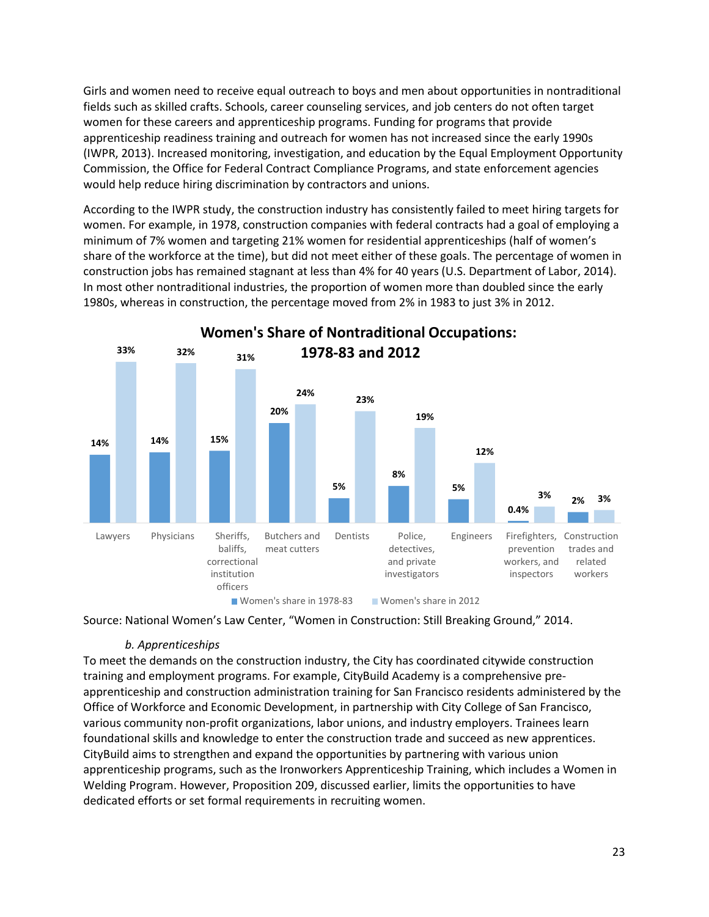Girls and women need to receive equal outreach to boys and men about opportunities in nontraditional fields such as skilled crafts. Schools, career counseling services, and job centers do not often target women for these careers and apprenticeship programs. Funding for programs that provide apprenticeship readiness training and outreach for women has not increased since the early 1990s (IWPR, 2013). Increased monitoring, investigation, and education by the Equal Employment Opportunity Commission, the Office for Federal Contract Compliance Programs, and state enforcement agencies would help reduce hiring discrimination by contractors and unions.

According to the IWPR study, the construction industry has consistently failed to meet hiring targets for women. For example, in 1978, construction companies with federal contracts had a goal of employing a minimum of 7% women and targeting 21% women for residential apprenticeships (half of women's share of the workforce at the time), but did not meet either of these goals. The percentage of women in construction jobs has remained stagnant at less than 4% for 40 years (U.S. Department of Labor, 2014). In most other nontraditional industries, the proportion of women more than doubled since the early 1980s, whereas in construction, the percentage moved from 2% in 1983 to just 3% in 2012.

**Women's Share of Nontraditional Occupations: 1978-83 and 2012**

Lawyers: 14% / 33%

Physicians: 14% / 32%

Sheriffs, bailiffs, correctional institution officers: 15% / 31%

Butchers and meat cutters: 20% / 24%

Dentists: 5% / 23%

Police, detectives, and private investigators: 8% / 19%

Engineers: 5% / 12%

Firefighters, prevention workers, and inspectors: 0.4% / 3%

Construction trades and related workers: 2% / 3%

Women's share in 1978-83 | Women's share in 2012

Source: National Women's Law Center, "Women in Construction: Still Breaking Ground," 2014.

*b. Apprenticeships*

To meet the demands on the construction industry, the City has coordinated citywide construction training and employment programs. For example, CityBuild Academy is a comprehensive pre-apprenticeship and construction administration training for San Francisco residents administered by the Office of Workforce and Economic Development, in partnership with City College of San Francisco, various community non-profit organizations, labor unions, and industry employers. Trainees learn foundational skills and knowledge to enter the construction trade and succeed as new apprentices. CityBuild aims to strengthen and expand the opportunities by partnering with various union apprenticeship programs, such as the Ironworkers Apprenticeship Training, which includes a Women in Welding Program. However, Proposition 209, discussed earlier, limits the opportunities to have dedicated efforts or set formal requirements in recruiting women.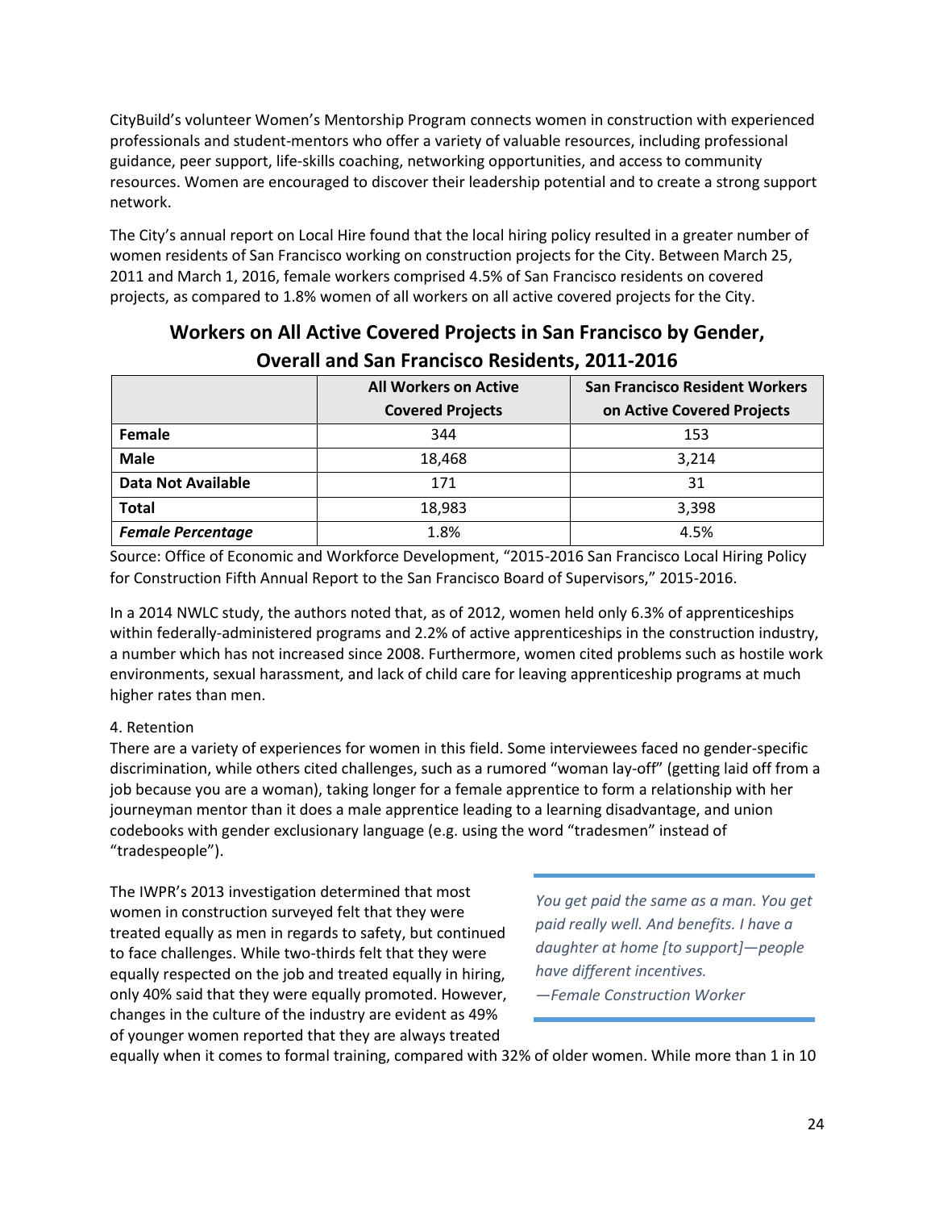CityBuild's volunteer Women's Mentorship Program connects women in construction with experienced professionals and student-mentors who offer a variety of valuable resources, including professional guidance, peer support, life-skills coaching, networking opportunities, and access to community resources. Women are encouraged to discover their leadership potential and to create a strong support network.

The City's annual report on Local Hire found that the local hiring policy resulted in a greater number of women residents of San Francisco working on construction projects for the City. Between March 25, 2011 and March 1, 2016, female workers comprised 4.5% of San Francisco residents on covered projects, as compared to 1.8% women of all workers on all active covered projects for the City.

### Workers on All Active Covered Projects in San Francisco by Gender, Overall and San Francisco Residents, 2011-2016

| | All Workers on Active Covered Projects | San Francisco Resident Workers on Active Covered Projects |
|---|---|---|
| **Female** | 344 | 153 |
| **Male** | 18,468 | 3,214 |
| **Data Not Available** | 171 | 31 |
| **Total** | 18,983 | 3,398 |
| ***Female Percentage*** | 1.8% | 4.5% |

Source: Office of Economic and Workforce Development, "2015-2016 San Francisco Local Hiring Policy for Construction Fifth Annual Report to the San Francisco Board of Supervisors," 2015-2016.

In a 2014 NWLC study, the authors noted that, as of 2012, women held only 6.3% of apprenticeships within federally-administered programs and 2.2% of active apprenticeships in the construction industry, a number which has not increased since 2008. Furthermore, women cited problems such as hostile work environments, sexual harassment, and lack of child care for leaving apprenticeship programs at much higher rates than men.

4. Retention

There are a variety of experiences for women in this field. Some interviewees faced no gender-specific discrimination, while others cited challenges, such as a rumored "woman lay-off" (getting laid off from a job because you are a woman), taking longer for a female apprentice to form a relationship with her journeyman mentor than it does a male apprentice leading to a learning disadvantage, and union codebooks with gender exclusionary language (e.g. using the word "tradesmen" instead of "tradespeople").

> *You get paid the same as a man. You get paid really well. And benefits. I have a daughter at home [to support]—people have different incentives.*
>
> *—Female Construction Worker*

The IWPR's 2013 investigation determined that most women in construction surveyed felt that they were treated equally as men in regards to safety, but continued to face challenges. While two-thirds felt that they were equally respected on the job and treated equally in hiring, only 40% said that they were equally promoted. However, changes in the culture of the industry are evident as 49% of younger women reported that they are always treated equally when it comes to formal training, compared with 32% of older women. While more than 1 in 10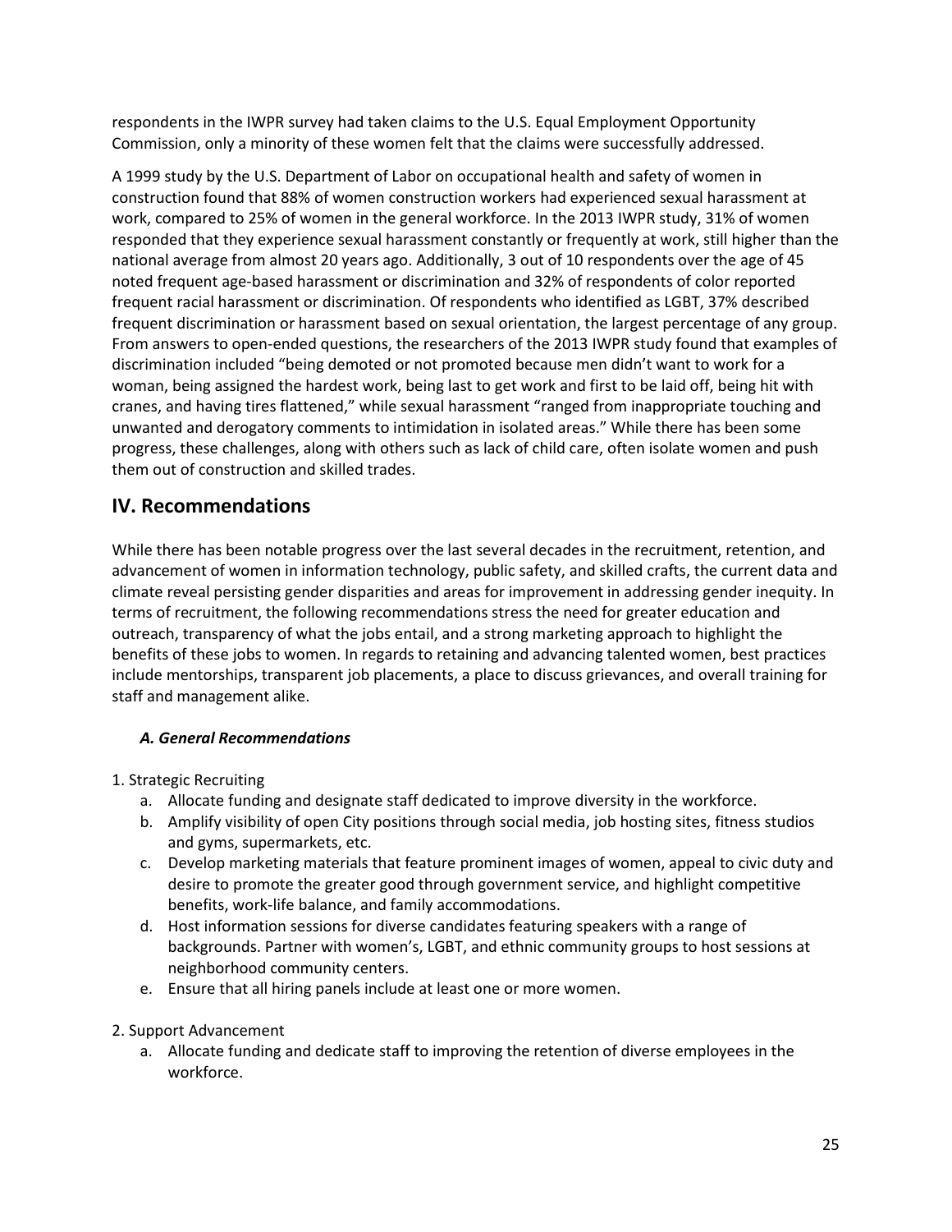respondents in the IWPR survey had taken claims to the U.S. Equal Employment Opportunity Commission, only a minority of these women felt that the claims were successfully addressed.

A 1999 study by the U.S. Department of Labor on occupational health and safety of women in construction found that 88% of women construction workers had experienced sexual harassment at work, compared to 25% of women in the general workforce. In the 2013 IWPR study, 31% of women responded that they experience sexual harassment constantly or frequently at work, still higher than the national average from almost 20 years ago. Additionally, 3 out of 10 respondents over the age of 45 noted frequent age-based harassment or discrimination and 32% of respondents of color reported frequent racial harassment or discrimination. Of respondents who identified as LGBT, 37% described frequent discrimination or harassment based on sexual orientation, the largest percentage of any group. From answers to open-ended questions, the researchers of the 2013 IWPR study found that examples of discrimination included "being demoted or not promoted because men didn't want to work for a woman, being assigned the hardest work, being last to get work and first to be laid off, being hit with cranes, and having tires flattened," while sexual harassment "ranged from inappropriate touching and unwanted and derogatory comments to intimidation in isolated areas." While there has been some progress, these challenges, along with others such as lack of child care, often isolate women and push them out of construction and skilled trades.

## IV. Recommendations

While there has been notable progress over the last several decades in the recruitment, retention, and advancement of women in information technology, public safety, and skilled crafts, the current data and climate reveal persisting gender disparities and areas for improvement in addressing gender inequity. In terms of recruitment, the following recommendations stress the need for greater education and outreach, transparency of what the jobs entail, and a strong marketing approach to highlight the benefits of these jobs to women. In regards to retaining and advancing talented women, best practices include mentorships, transparent job placements, a place to discuss grievances, and overall training for staff and management alike.

### *A. General Recommendations*

1. Strategic Recruiting
   a. Allocate funding and designate staff dedicated to improve diversity in the workforce.
   b. Amplify visibility of open City positions through social media, job hosting sites, fitness studios and gyms, supermarkets, etc.
   c. Develop marketing materials that feature prominent images of women, appeal to civic duty and desire to promote the greater good through government service, and highlight competitive benefits, work-life balance, and family accommodations.
   d. Host information sessions for diverse candidates featuring speakers with a range of backgrounds. Partner with women's, LGBT, and ethnic community groups to host sessions at neighborhood community centers.
   e. Ensure that all hiring panels include at least one or more women.

2. Support Advancement
   a. Allocate funding and dedicate staff to improving the retention of diverse employees in the workforce.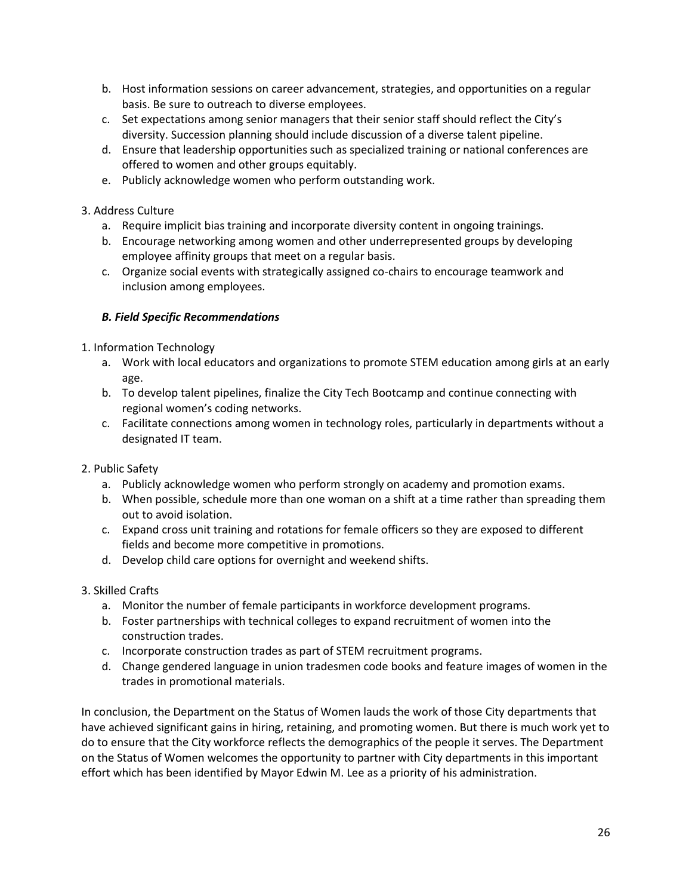b. Host information sessions on career advancement, strategies, and opportunities on a regular basis. Be sure to outreach to diverse employees.
c. Set expectations among senior managers that their senior staff should reflect the City's diversity. Succession planning should include discussion of a diverse talent pipeline.
d. Ensure that leadership opportunities such as specialized training or national conferences are offered to women and other groups equitably.
e. Publicly acknowledge women who perform outstanding work.

3. Address Culture
   a. Require implicit bias training and incorporate diversity content in ongoing trainings.
   b. Encourage networking among women and other underrepresented groups by developing employee affinity groups that meet on a regular basis.
   c. Organize social events with strategically assigned co-chairs to encourage teamwork and inclusion among employees.

### *B. Field Specific Recommendations*

1. Information Technology
   a. Work with local educators and organizations to promote STEM education among girls at an early age.
   b. To develop talent pipelines, finalize the City Tech Bootcamp and continue connecting with regional women's coding networks.
   c. Facilitate connections among women in technology roles, particularly in departments without a designated IT team.

2. Public Safety
   a. Publicly acknowledge women who perform strongly on academy and promotion exams.
   b. When possible, schedule more than one woman on a shift at a time rather than spreading them out to avoid isolation.
   c. Expand cross unit training and rotations for female officers so they are exposed to different fields and become more competitive in promotions.
   d. Develop child care options for overnight and weekend shifts.

3. Skilled Crafts
   a. Monitor the number of female participants in workforce development programs.
   b. Foster partnerships with technical colleges to expand recruitment of women into the construction trades.
   c. Incorporate construction trades as part of STEM recruitment programs.
   d. Change gendered language in union tradesmen code books and feature images of women in the trades in promotional materials.

In conclusion, the Department on the Status of Women lauds the work of those City departments that have achieved significant gains in hiring, retaining, and promoting women. But there is much work yet to do to ensure that the City workforce reflects the demographics of the people it serves. The Department on the Status of Women welcomes the opportunity to partner with City departments in this important effort which has been identified by Mayor Edwin M. Lee as a priority of his administration.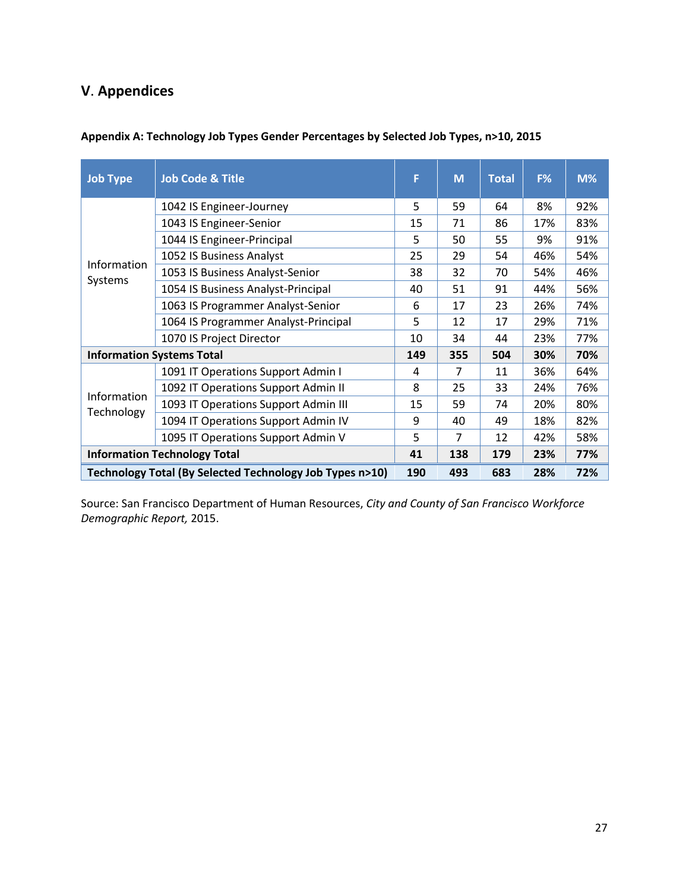## V. Appendices

**Appendix A: Technology Job Types Gender Percentages by Selected Job Types, n>10, 2015**

| Job Type | Job Code & Title | F | M | Total | F% | M% |
|---|---|---|---|---|---|---|
| Information Systems | 1042 IS Engineer-Journey | 5 | 59 | 64 | 8% | 92% |
| | 1043 IS Engineer-Senior | 15 | 71 | 86 | 17% | 83% |
| | 1044 IS Engineer-Principal | 5 | 50 | 55 | 9% | 91% |
| | 1052 IS Business Analyst | 25 | 29 | 54 | 46% | 54% |
| | 1053 IS Business Analyst-Senior | 38 | 32 | 70 | 54% | 46% |
| | 1054 IS Business Analyst-Principal | 40 | 51 | 91 | 44% | 56% |
| | 1063 IS Programmer Analyst-Senior | 6 | 17 | 23 | 26% | 74% |
| | 1064 IS Programmer Analyst-Principal | 5 | 12 | 17 | 29% | 71% |
| | 1070 IS Project Director | 10 | 34 | 44 | 23% | 77% |
| **Information Systems Total** | | **149** | **355** | **504** | **30%** | **70%** |
| Information Technology | 1091 IT Operations Support Admin I | 4 | 7 | 11 | 36% | 64% |
| | 1092 IT Operations Support Admin II | 8 | 25 | 33 | 24% | 76% |
| | 1093 IT Operations Support Admin III | 15 | 59 | 74 | 20% | 80% |
| | 1094 IT Operations Support Admin IV | 9 | 40 | 49 | 18% | 82% |
| | 1095 IT Operations Support Admin V | 5 | 7 | 12 | 42% | 58% |
| **Information Technology Total** | | **41** | **138** | **179** | **23%** | **77%** |
| **Technology Total (By Selected Technology Job Types n>10)** | | **190** | **493** | **683** | **28%** | **72%** |

Source: San Francisco Department of Human Resources, *City and County of San Francisco Workforce Demographic Report,* 2015.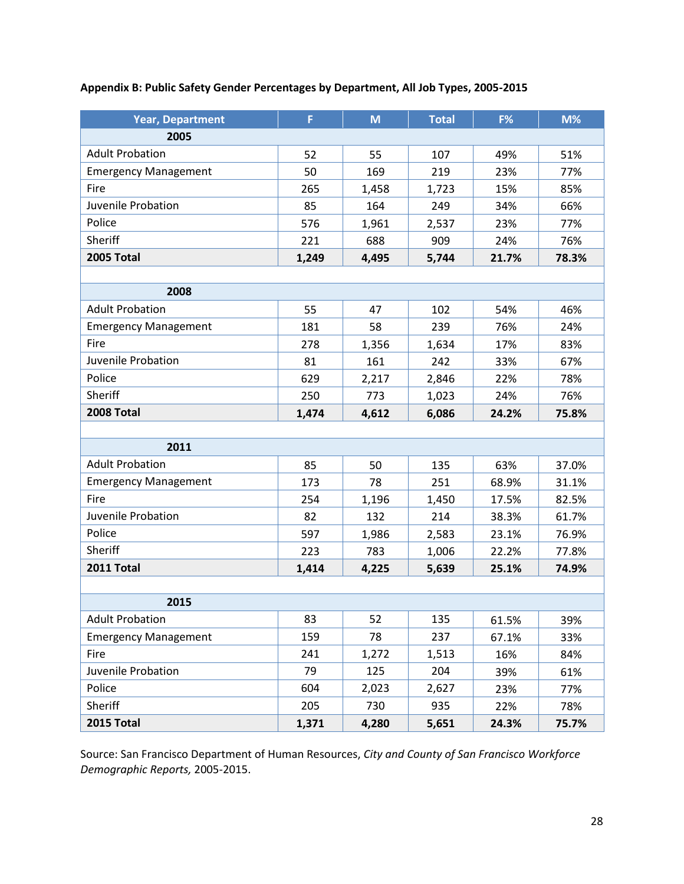**Appendix B: Public Safety Gender Percentages by Department, All Job Types, 2005-2015**

| Year, Department | F | M | Total | F% | M% |
|---|---|---|---|---|---|
| **2005** | | | | | |
| Adult Probation | 52 | 55 | 107 | 49% | 51% |
| Emergency Management | 50 | 169 | 219 | 23% | 77% |
| Fire | 265 | 1,458 | 1,723 | 15% | 85% |
| Juvenile Probation | 85 | 164 | 249 | 34% | 66% |
| Police | 576 | 1,961 | 2,537 | 23% | 77% |
| Sheriff | 221 | 688 | 909 | 24% | 76% |
| **2005 Total** | **1,249** | **4,495** | **5,744** | **21.7%** | **78.3%** |
| | | | | | |
| **2008** | | | | | |
| Adult Probation | 55 | 47 | 102 | 54% | 46% |
| Emergency Management | 181 | 58 | 239 | 76% | 24% |
| Fire | 278 | 1,356 | 1,634 | 17% | 83% |
| Juvenile Probation | 81 | 161 | 242 | 33% | 67% |
| Police | 629 | 2,217 | 2,846 | 22% | 78% |
| Sheriff | 250 | 773 | 1,023 | 24% | 76% |
| **2008 Total** | **1,474** | **4,612** | **6,086** | **24.2%** | **75.8%** |
| | | | | | |
| **2011** | | | | | |
| Adult Probation | 85 | 50 | 135 | 63% | 37.0% |
| Emergency Management | 173 | 78 | 251 | 68.9% | 31.1% |
| Fire | 254 | 1,196 | 1,450 | 17.5% | 82.5% |
| Juvenile Probation | 82 | 132 | 214 | 38.3% | 61.7% |
| Police | 597 | 1,986 | 2,583 | 23.1% | 76.9% |
| Sheriff | 223 | 783 | 1,006 | 22.2% | 77.8% |
| **2011 Total** | **1,414** | **4,225** | **5,639** | **25.1%** | **74.9%** |
| | | | | | |
| **2015** | | | | | |
| Adult Probation | 83 | 52 | 135 | 61.5% | 39% |
| Emergency Management | 159 | 78 | 237 | 67.1% | 33% |
| Fire | 241 | 1,272 | 1,513 | 16% | 84% |
| Juvenile Probation | 79 | 125 | 204 | 39% | 61% |
| Police | 604 | 2,023 | 2,627 | 23% | 77% |
| Sheriff | 205 | 730 | 935 | 22% | 78% |
| **2015 Total** | **1,371** | **4,280** | **5,651** | **24.3%** | **75.7%** |

Source: San Francisco Department of Human Resources, *City and County of San Francisco Workforce Demographic Reports,* 2005-2015.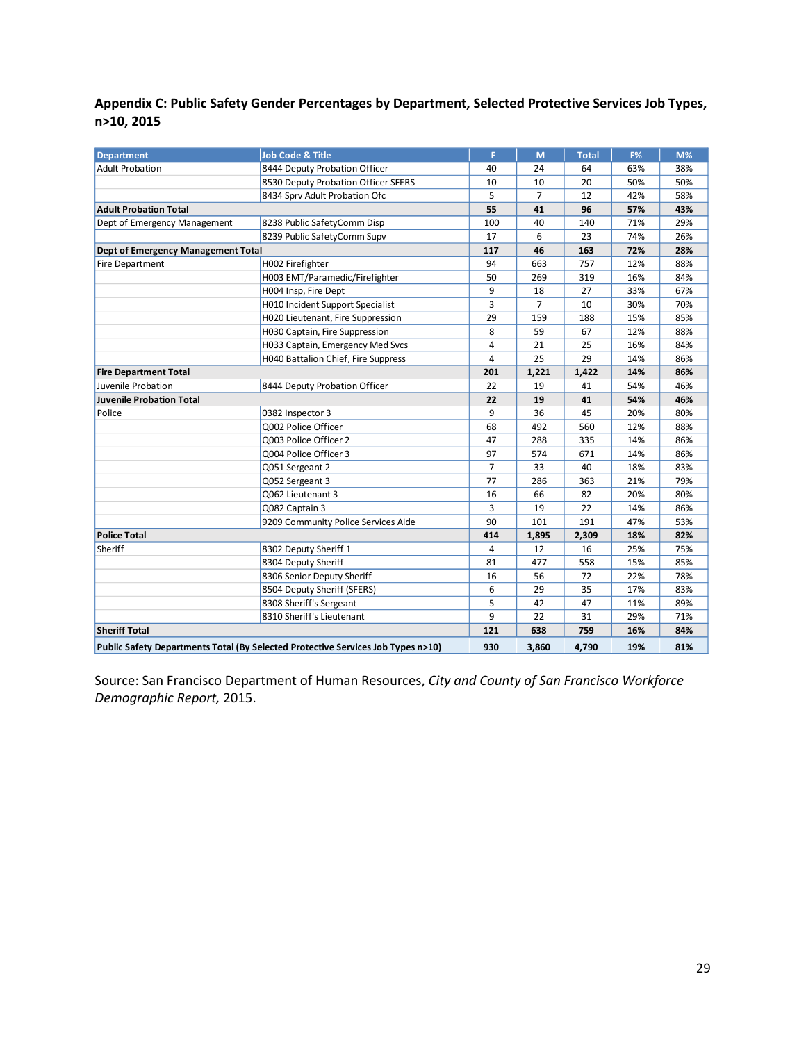## Appendix C: Public Safety Gender Percentages by Department, Selected Protective Services Job Types, n>10, 2015

| Department | Job Code & Title | F | M | Total | F% | M% |
|---|---|---|---|---|---|---|
| Adult Probation | 8444 Deputy Probation Officer | 40 | 24 | 64 | 63% | 38% |
| | 8530 Deputy Probation Officer SFERS | 10 | 10 | 20 | 50% | 50% |
| | 8434 Sprv Adult Probation Ofc | 5 | 7 | 12 | 42% | 58% |
| **Adult Probation Total** | | **55** | **41** | **96** | **57%** | **43%** |
| Dept of Emergency Management | 8238 Public SafetyComm Disp | 100 | 40 | 140 | 71% | 29% |
| | 8239 Public SafetyComm Supv | 17 | 6 | 23 | 74% | 26% |
| **Dept of Emergency Management Total** | | **117** | **46** | **163** | **72%** | **28%** |
| Fire Department | H002 Firefighter | 94 | 663 | 757 | 12% | 88% |
| | H003 EMT/Paramedic/Firefighter | 50 | 269 | 319 | 16% | 84% |
| | H004 Insp, Fire Dept | 9 | 18 | 27 | 33% | 67% |
| | H010 Incident Support Specialist | 3 | 7 | 10 | 30% | 70% |
| | H020 Lieutenant, Fire Suppression | 29 | 159 | 188 | 15% | 85% |
| | H030 Captain, Fire Suppression | 8 | 59 | 67 | 12% | 88% |
| | H033 Captain, Emergency Med Svcs | 4 | 21 | 25 | 16% | 84% |
| | H040 Battalion Chief, Fire Suppress | 4 | 25 | 29 | 14% | 86% |
| **Fire Department Total** | | **201** | **1,221** | **1,422** | **14%** | **86%** |
| Juvenile Probation | 8444 Deputy Probation Officer | 22 | 19 | 41 | 54% | 46% |
| **Juvenile Probation Total** | | **22** | **19** | **41** | **54%** | **46%** |
| Police | 0382 Inspector 3 | 9 | 36 | 45 | 20% | 80% |
| | Q002 Police Officer | 68 | 492 | 560 | 12% | 88% |
| | Q003 Police Officer 2 | 47 | 288 | 335 | 14% | 86% |
| | Q004 Police Officer 3 | 97 | 574 | 671 | 14% | 86% |
| | Q051 Sergeant 2 | 7 | 33 | 40 | 18% | 83% |
| | Q052 Sergeant 3 | 77 | 286 | 363 | 21% | 79% |
| | Q062 Lieutenant 3 | 16 | 66 | 82 | 20% | 80% |
| | Q082 Captain 3 | 3 | 19 | 22 | 14% | 86% |
| | 9209 Community Police Services Aide | 90 | 101 | 191 | 47% | 53% |
| **Police Total** | | **414** | **1,895** | **2,309** | **18%** | **82%** |
| Sheriff | 8302 Deputy Sheriff 1 | 4 | 12 | 16 | 25% | 75% |
| | 8304 Deputy Sheriff | 81 | 477 | 558 | 15% | 85% |
| | 8306 Senior Deputy Sheriff | 16 | 56 | 72 | 22% | 78% |
| | 8504 Deputy Sheriff (SFERS) | 6 | 29 | 35 | 17% | 83% |
| | 8308 Sheriff's Sergeant | 5 | 42 | 47 | 11% | 89% |
| | 8310 Sheriff's Lieutenant | 9 | 22 | 31 | 29% | 71% |
| **Sheriff Total** | | **121** | **638** | **759** | **16%** | **84%** |
| **Public Safety Departments Total (By Selected Protective Services Job Types n>10)** | | **930** | **3,860** | **4,790** | **19%** | **81%** |

Source: San Francisco Department of Human Resources, *City and County of San Francisco Workforce Demographic Report,* 2015.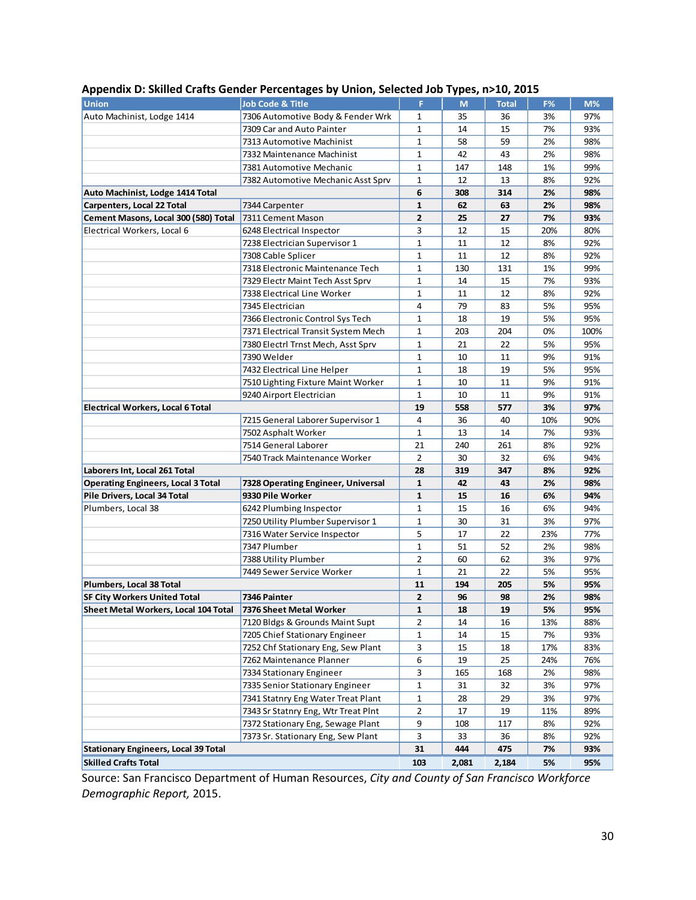### Appendix D: Skilled Crafts Gender Percentages by Union, Selected Job Types, n>10, 2015

| Union | Job Code & Title | F | M | Total | F% | M% |
|---|---|---|---|---|---|---|
| Auto Machinist, Lodge 1414 | 7306 Automotive Body & Fender Wrk | 1 | 35 | 36 | 3% | 97% |
| | 7309 Car and Auto Painter | 1 | 14 | 15 | 7% | 93% |
| | 7313 Automotive Machinist | 1 | 58 | 59 | 2% | 98% |
| | 7332 Maintenance Machinist | 1 | 42 | 43 | 2% | 98% |
| | 7381 Automotive Mechanic | 1 | 147 | 148 | 1% | 99% |
| | 7382 Automotive Mechanic Asst Sprv | 1 | 12 | 13 | 8% | 92% |
| **Auto Machinist, Lodge 1414 Total** | | **6** | **308** | **314** | **2%** | **98%** |
| **Carpenters, Local 22 Total** | 7344 Carpenter | **1** | **62** | **63** | **2%** | **98%** |
| **Cement Masons, Local 300 (580) Total** | 7311 Cement Mason | **2** | **25** | **27** | **7%** | **93%** |
| Electrical Workers, Local 6 | 6248 Electrical Inspector | 3 | 12 | 15 | 20% | 80% |
| | 7238 Electrician Supervisor 1 | 1 | 11 | 12 | 8% | 92% |
| | 7308 Cable Splicer | 1 | 11 | 12 | 8% | 92% |
| | 7318 Electronic Maintenance Tech | 1 | 130 | 131 | 1% | 99% |
| | 7329 Electr Maint Tech Asst Sprv | 1 | 14 | 15 | 7% | 93% |
| | 7338 Electrical Line Worker | 1 | 11 | 12 | 8% | 92% |
| | 7345 Electrician | 4 | 79 | 83 | 5% | 95% |
| | 7366 Electronic Control Sys Tech | 1 | 18 | 19 | 5% | 95% |
| | 7371 Electrical Transit System Mech | 1 | 203 | 204 | 0% | 100% |
| | 7380 Electrl Trnst Mech, Asst Sprv | 1 | 21 | 22 | 5% | 95% |
| | 7390 Welder | 1 | 10 | 11 | 9% | 91% |
| | 7432 Electrical Line Helper | 1 | 18 | 19 | 5% | 95% |
| | 7510 Lighting Fixture Maint Worker | 1 | 10 | 11 | 9% | 91% |
| | 9240 Airport Electrician | 1 | 10 | 11 | 9% | 91% |
| **Electrical Workers, Local 6 Total** | | **19** | **558** | **577** | **3%** | **97%** |
| | 7215 General Laborer Supervisor 1 | 4 | 36 | 40 | 10% | 90% |
| | 7502 Asphalt Worker | 1 | 13 | 14 | 7% | 93% |
| | 7514 General Laborer | 21 | 240 | 261 | 8% | 92% |
| | 7540 Track Maintenance Worker | 2 | 30 | 32 | 6% | 94% |
| **Laborers Int, Local 261 Total** | | **28** | **319** | **347** | **8%** | **92%** |
| **Operating Engineers, Local 3 Total** | **7328 Operating Engineer, Universal** | **1** | **42** | **43** | **2%** | **98%** |
| **Pile Drivers, Local 34 Total** | **9330 Pile Worker** | **1** | **15** | **16** | **6%** | **94%** |
| Plumbers, Local 38 | 6242 Plumbing Inspector | 1 | 15 | 16 | 6% | 94% |
| | 7250 Utility Plumber Supervisor 1 | 1 | 30 | 31 | 3% | 97% |
| | 7316 Water Service Inspector | 5 | 17 | 22 | 23% | 77% |
| | 7347 Plumber | 1 | 51 | 52 | 2% | 98% |
| | 7388 Utility Plumber | 2 | 60 | 62 | 3% | 97% |
| | 7449 Sewer Service Worker | 1 | 21 | 22 | 5% | 95% |
| **Plumbers, Local 38 Total** | | **11** | **194** | **205** | **5%** | **95%** |
| **SF City Workers United Total** | **7346 Painter** | **2** | **96** | **98** | **2%** | **98%** |
| **Sheet Metal Workers, Local 104 Total** | **7376 Sheet Metal Worker** | **1** | **18** | **19** | **5%** | **95%** |
| | 7120 Bldgs & Grounds Maint Supt | 2 | 14 | 16 | 13% | 88% |
| | 7205 Chief Stationary Engineer | 1 | 14 | 15 | 7% | 93% |
| | 7252 Chf Stationary Eng, Sew Plant | 3 | 15 | 18 | 17% | 83% |
| | 7262 Maintenance Planner | 6 | 19 | 25 | 24% | 76% |
| | 7334 Stationary Engineer | 3 | 165 | 168 | 2% | 98% |
| | 7335 Senior Stationary Engineer | 1 | 31 | 32 | 3% | 97% |
| | 7341 Statnry Eng Water Treat Plant | 1 | 28 | 29 | 3% | 97% |
| | 7343 Sr Statnry Eng, Wtr Treat Plnt | 2 | 17 | 19 | 11% | 89% |
| | 7372 Stationary Eng, Sewage Plant | 9 | 108 | 117 | 8% | 92% |
| | 7373 Sr. Stationary Eng, Sew Plant | 3 | 33 | 36 | 8% | 92% |
| **Stationary Engineers, Local 39 Total** | | **31** | **444** | **475** | **7%** | **93%** |
| **Skilled Crafts Total** | | **103** | **2,081** | **2,184** | **5%** | **95%** |

Source: San Francisco Department of Human Resources, *City and County of San Francisco Workforce Demographic Report,* 2015.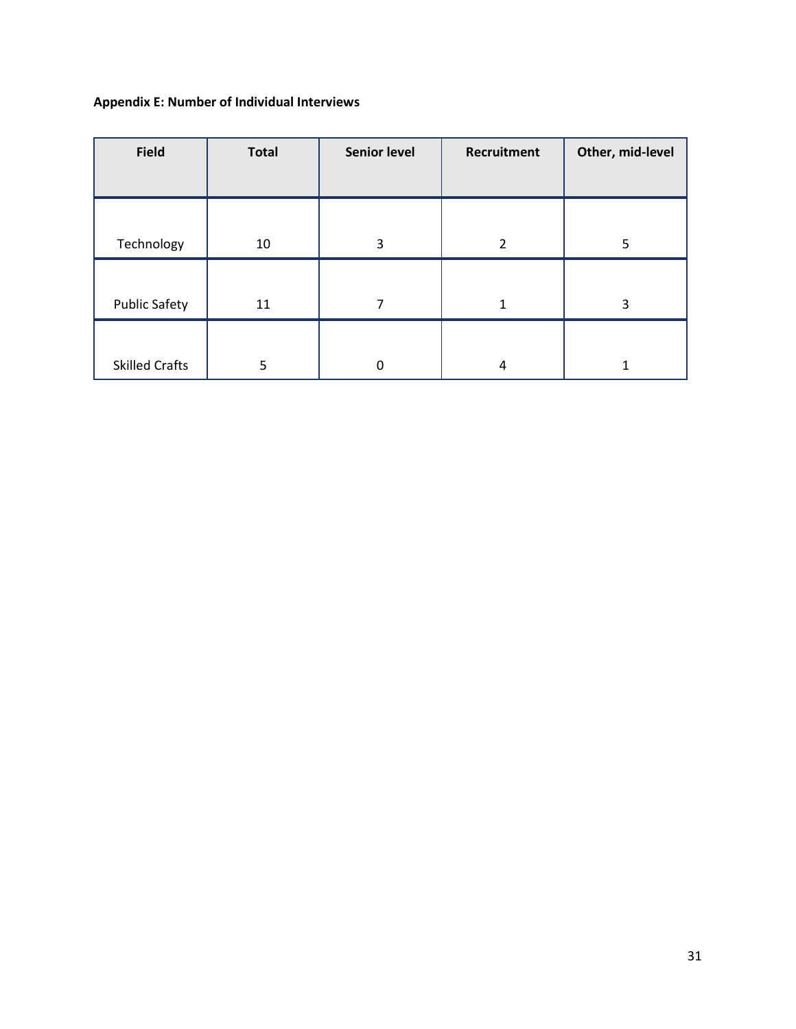**Appendix E: Number of Individual Interviews**

| Field | Total | Senior level | Recruitment | Other, mid-level |
|---|---|---|---|---|
| Technology | 10 | 3 | 2 | 5 |
| Public Safety | 11 | 7 | 1 | 3 |
| Skilled Crafts | 5 | 0 | 4 | 1 |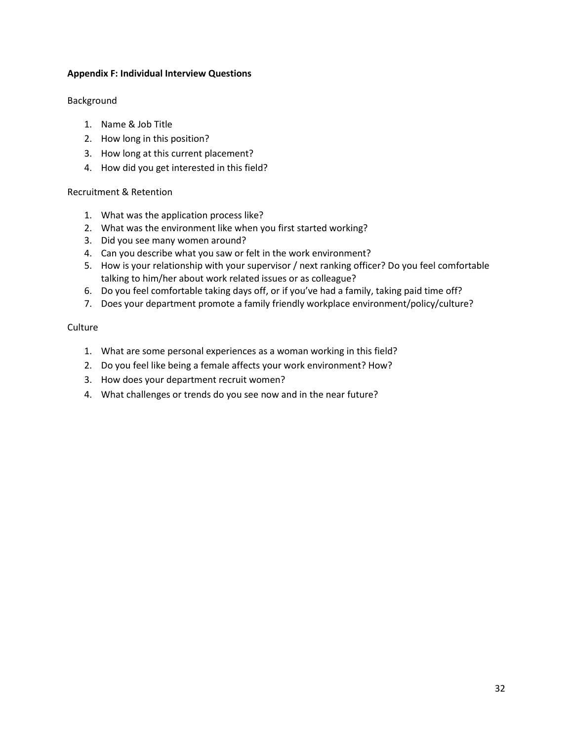**Appendix F: Individual Interview Questions**

Background

1. Name & Job Title
2. How long in this position?
3. How long at this current placement?
4. How did you get interested in this field?

Recruitment & Retention

1. What was the application process like?
2. What was the environment like when you first started working?
3. Did you see many women around?
4. Can you describe what you saw or felt in the work environment?
5. How is your relationship with your supervisor / next ranking officer? Do you feel comfortable talking to him/her about work related issues or as colleague?
6. Do you feel comfortable taking days off, or if you've had a family, taking paid time off?
7. Does your department promote a family friendly workplace environment/policy/culture?

Culture

1. What are some personal experiences as a woman working in this field?
2. Do you feel like being a female affects your work environment? How?
3. How does your department recruit women?
4. What challenges or trends do you see now and in the near future?